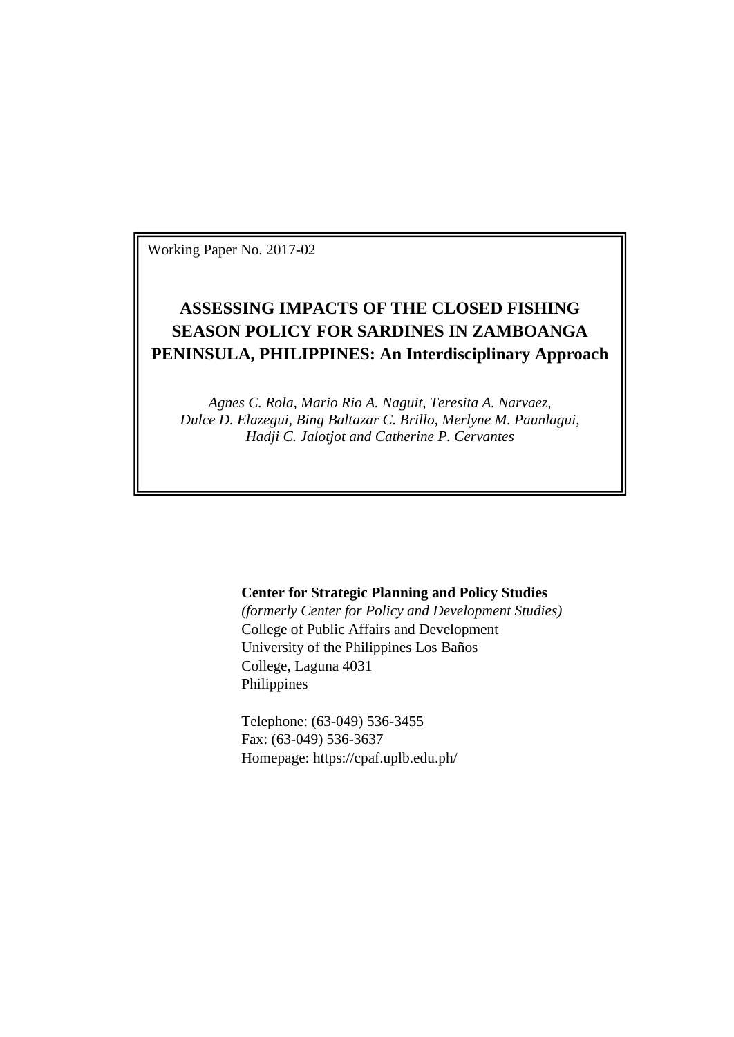Working Paper No. 2017-02

# ASSESSING IMPACTS OF THE CLOSED FISHING SEASON POLICY FOR SARDINES IN ZAMBOANGA PENINSULA, PHILIPPINES: An Interdisciplinary Approach

*Agnes C. Rola, Mario Rio A. Naguit, Teresita A. Narvaez, Dulce D. Elazegui, Bing Baltazar C. Brillo, Merlyne M. Paunlagui, Hadji C. Jalotjot and Catherine P. Cervantes*

**Center for Strategic Planning and Policy Studies**
*(formerly Center for Policy and Development Studies)*
College of Public Affairs and Development
University of the Philippines Los Baños
College, Laguna 4031
Philippines

Telephone: (63-049) 536-3455
Fax: (63-049) 536-3637
Homepage: https://cpaf.uplb.edu.ph/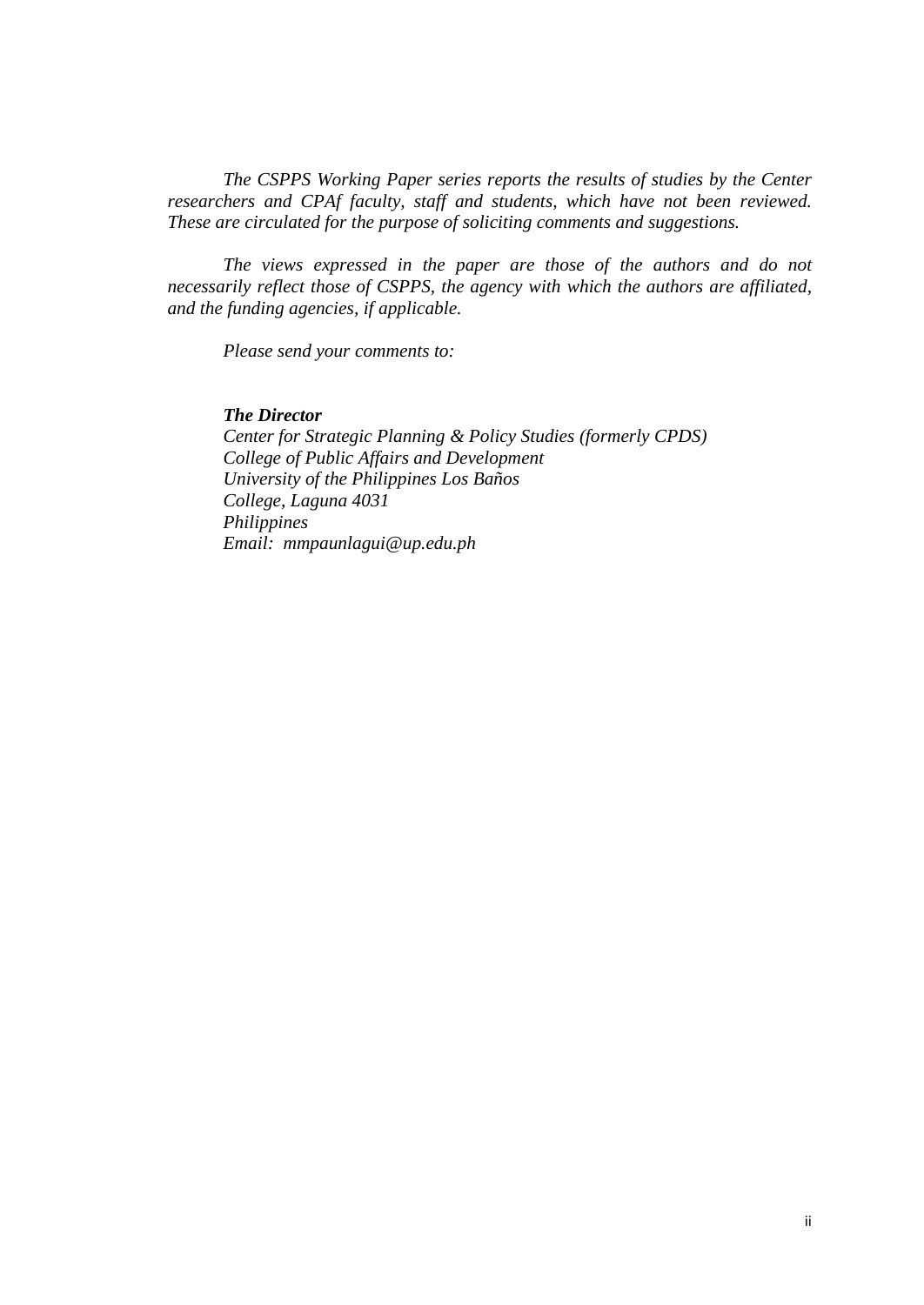*The CSPPS Working Paper series reports the results of studies by the Center researchers and CPAf faculty, staff and students, which have not been reviewed. These are circulated for the purpose of soliciting comments and suggestions.*

*The views expressed in the paper are those of the authors and do not necessarily reflect those of CSPPS, the agency with which the authors are affiliated, and the funding agencies, if applicable.*

*Please send your comments to:*

***The Director***
*Center for Strategic Planning & Policy Studies (formerly CPDS)*
*College of Public Affairs and Development*
*University of the Philippines Los Baños*
*College, Laguna 4031*
*Philippines*
*Email: mmpaunlagui@up.edu.ph*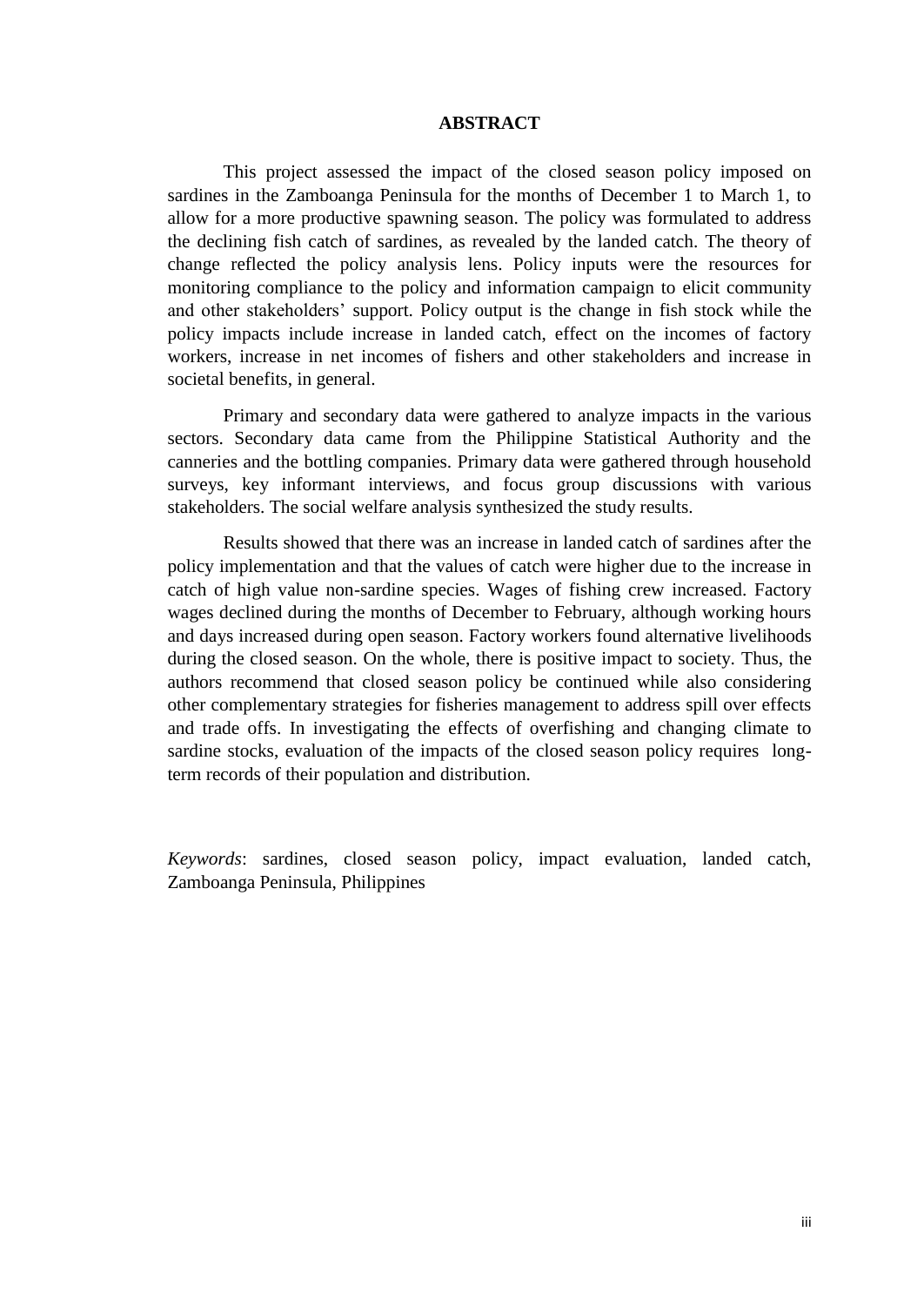# ABSTRACT

This project assessed the impact of the closed season policy imposed on sardines in the Zamboanga Peninsula for the months of December 1 to March 1, to allow for a more productive spawning season. The policy was formulated to address the declining fish catch of sardines, as revealed by the landed catch. The theory of change reflected the policy analysis lens. Policy inputs were the resources for monitoring compliance to the policy and information campaign to elicit community and other stakeholders' support. Policy output is the change in fish stock while the policy impacts include increase in landed catch, effect on the incomes of factory workers, increase in net incomes of fishers and other stakeholders and increase in societal benefits, in general.

Primary and secondary data were gathered to analyze impacts in the various sectors. Secondary data came from the Philippine Statistical Authority and the canneries and the bottling companies. Primary data were gathered through household surveys, key informant interviews, and focus group discussions with various stakeholders. The social welfare analysis synthesized the study results.

Results showed that there was an increase in landed catch of sardines after the policy implementation and that the values of catch were higher due to the increase in catch of high value non-sardine species. Wages of fishing crew increased. Factory wages declined during the months of December to February, although working hours and days increased during open season. Factory workers found alternative livelihoods during the closed season. On the whole, there is positive impact to society. Thus, the authors recommend that closed season policy be continued while also considering other complementary strategies for fisheries management to address spill over effects and trade offs. In investigating the effects of overfishing and changing climate to sardine stocks, evaluation of the impacts of the closed season policy requires long-term records of their population and distribution.

*Keywords*: sardines, closed season policy, impact evaluation, landed catch, Zamboanga Peninsula, Philippines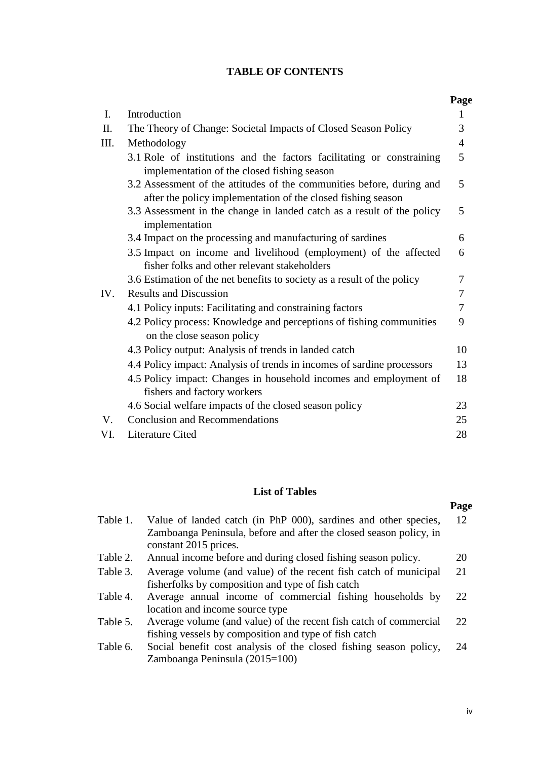# TABLE OF CONTENTS

| | | Page |
|---|---|---|
| I. | Introduction | 1 |
| II. | The Theory of Change: Societal Impacts of Closed Season Policy | 3 |
| III. | Methodology | 4 |
| | 3.1 Role of institutions and the factors facilitating or constraining implementation of the closed fishing season | 5 |
| | 3.2 Assessment of the attitudes of the communities before, during and after the policy implementation of the closed fishing season | 5 |
| | 3.3 Assessment in the change in landed catch as a result of the policy implementation | 5 |
| | 3.4 Impact on the processing and manufacturing of sardines | 6 |
| | 3.5 Impact on income and livelihood (employment) of the affected fisher folks and other relevant stakeholders | 6 |
| | 3.6 Estimation of the net benefits to society as a result of the policy | 7 |
| IV. | Results and Discussion | 7 |
| | 4.1 Policy inputs: Facilitating and constraining factors | 7 |
| | 4.2 Policy process: Knowledge and perceptions of fishing communities on the close season policy | 9 |
| | 4.3 Policy output: Analysis of trends in landed catch | 10 |
| | 4.4 Policy impact: Analysis of trends in incomes of sardine processors | 13 |
| | 4.5 Policy impact: Changes in household incomes and employment of fishers and factory workers | 18 |
| | 4.6 Social welfare impacts of the closed season policy | 23 |
| V. | Conclusion and Recommendations | 25 |
| VI. | Literature Cited | 28 |

## List of Tables

| | | Page |
|---|---|---|
| Table 1. | Value of landed catch (in PhP 000), sardines and other species, Zamboanga Peninsula, before and after the closed season policy, in constant 2015 prices. | 12 |
| Table 2. | Annual income before and during closed fishing season policy. | 20 |
| Table 3. | Average volume (and value) of the recent fish catch of municipal fisherfolks by composition and type of fish catch | 21 |
| Table 4. | Average annual income of commercial fishing households by location and income source type | 22 |
| Table 5. | Average volume (and value) of the recent fish catch of commercial fishing vessels by composition and type of fish catch | 22 |
| Table 6. | Social benefit cost analysis of the closed fishing season policy, Zamboanga Peninsula (2015=100) | 24 |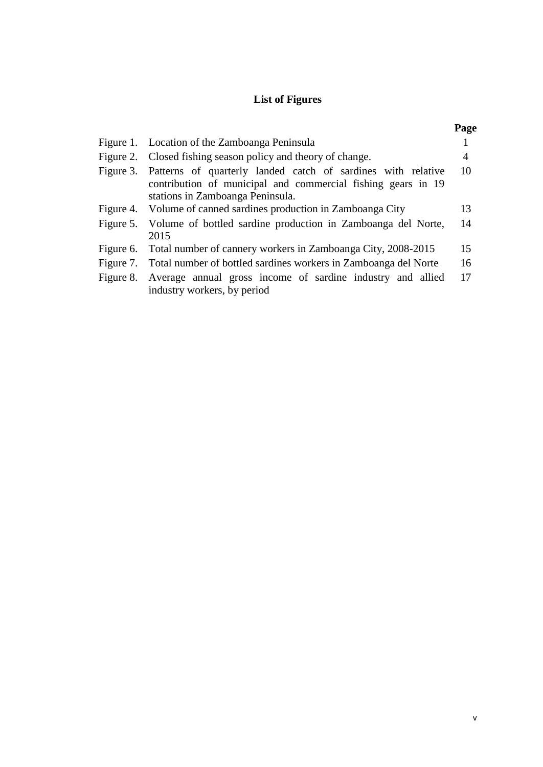# List of Figures

| | | Page |
|---|---|---|
| Figure 1. | Location of the Zamboanga Peninsula | 1 |
| Figure 2. | Closed fishing season policy and theory of change. | 4 |
| Figure 3. | Patterns of quarterly landed catch of sardines with relative contribution of municipal and commercial fishing gears in 19 stations in Zamboanga Peninsula. | 10 |
| Figure 4. | Volume of canned sardines production in Zamboanga City | 13 |
| Figure 5. | Volume of bottled sardine production in Zamboanga del Norte, 2015 | 14 |
| Figure 6. | Total number of cannery workers in Zamboanga City, 2008-2015 | 15 |
| Figure 7. | Total number of bottled sardines workers in Zamboanga del Norte | 16 |
| Figure 8. | Average annual gross income of sardine industry and allied industry workers, by period | 17 |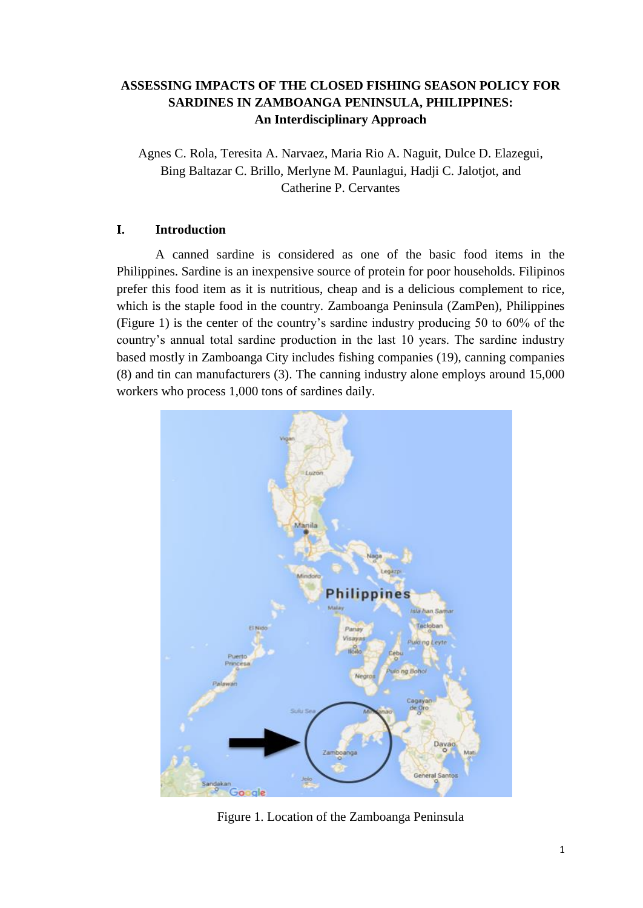# ASSESSING IMPACTS OF THE CLOSED FISHING SEASON POLICY FOR SARDINES IN ZAMBOANGA PENINSULA, PHILIPPINES: An Interdisciplinary Approach

Agnes C. Rola, Teresita A. Narvaez, Maria Rio A. Naguit, Dulce D. Elazegui, Bing Baltazar C. Brillo, Merlyne M. Paunlagui, Hadji C. Jalotjot, and Catherine P. Cervantes

## I. Introduction

A canned sardine is considered as one of the basic food items in the Philippines. Sardine is an inexpensive source of protein for poor households. Filipinos prefer this food item as it is nutritious, cheap and is a delicious complement to rice, which is the staple food in the country. Zamboanga Peninsula (ZamPen), Philippines (Figure 1) is the center of the country's sardine industry producing 50 to 60% of the country's annual total sardine production in the last 10 years. The sardine industry based mostly in Zamboanga City includes fishing companies (19), canning companies (8) and tin can manufacturers (3). The canning industry alone employs around 15,000 workers who process 1,000 tons of sardines daily.

Figure 1. Location of the Zamboanga Peninsula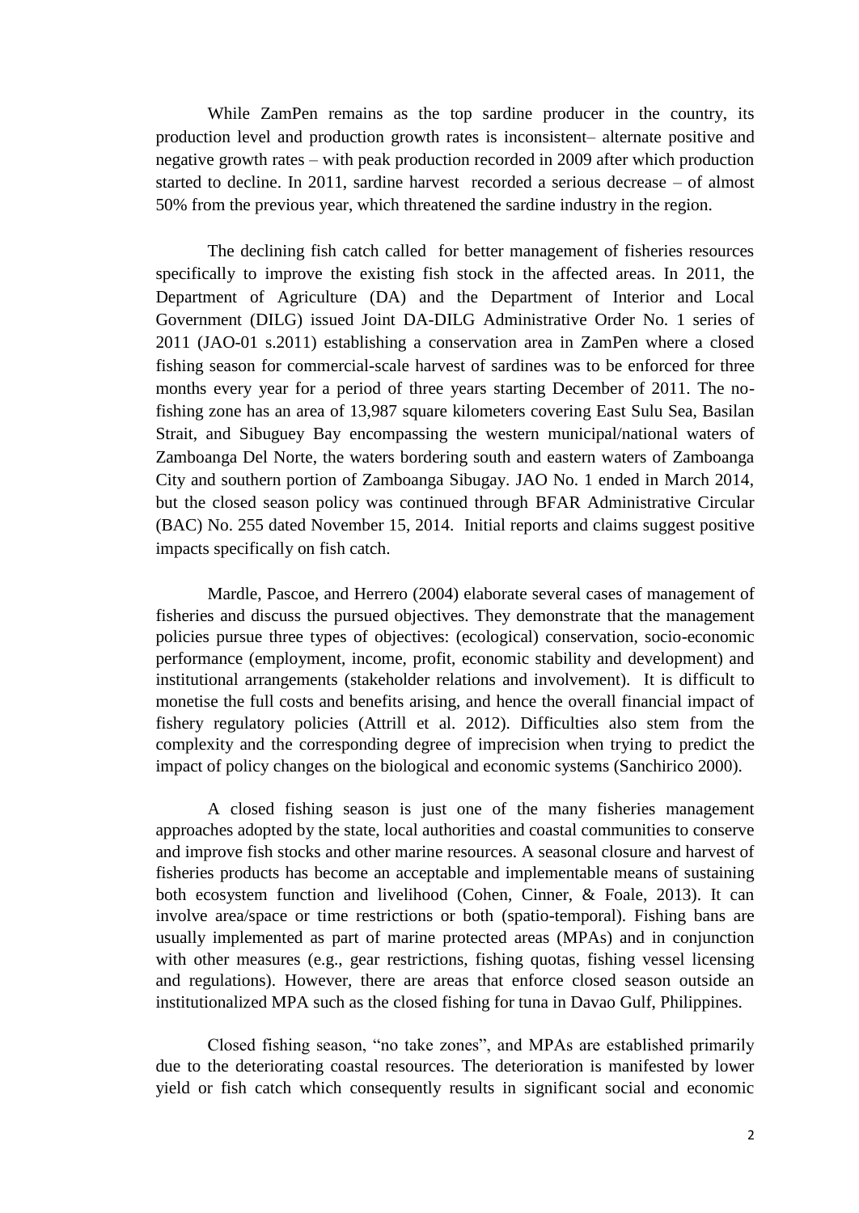While ZamPen remains as the top sardine producer in the country, its production level and production growth rates is inconsistent– alternate positive and negative growth rates – with peak production recorded in 2009 after which production started to decline. In 2011, sardine harvest recorded a serious decrease – of almost 50% from the previous year, which threatened the sardine industry in the region.

The declining fish catch called for better management of fisheries resources specifically to improve the existing fish stock in the affected areas. In 2011, the Department of Agriculture (DA) and the Department of Interior and Local Government (DILG) issued Joint DA-DILG Administrative Order No. 1 series of 2011 (JAO-01 s.2011) establishing a conservation area in ZamPen where a closed fishing season for commercial-scale harvest of sardines was to be enforced for three months every year for a period of three years starting December of 2011. The no-fishing zone has an area of 13,987 square kilometers covering East Sulu Sea, Basilan Strait, and Sibuguey Bay encompassing the western municipal/national waters of Zamboanga Del Norte, the waters bordering south and eastern waters of Zamboanga City and southern portion of Zamboanga Sibugay. JAO No. 1 ended in March 2014, but the closed season policy was continued through BFAR Administrative Circular (BAC) No. 255 dated November 15, 2014. Initial reports and claims suggest positive impacts specifically on fish catch.

Mardle, Pascoe, and Herrero (2004) elaborate several cases of management of fisheries and discuss the pursued objectives. They demonstrate that the management policies pursue three types of objectives: (ecological) conservation, socio-economic performance (employment, income, profit, economic stability and development) and institutional arrangements (stakeholder relations and involvement). It is difficult to monetise the full costs and benefits arising, and hence the overall financial impact of fishery regulatory policies (Attrill et al. 2012). Difficulties also stem from the complexity and the corresponding degree of imprecision when trying to predict the impact of policy changes on the biological and economic systems (Sanchirico 2000).

A closed fishing season is just one of the many fisheries management approaches adopted by the state, local authorities and coastal communities to conserve and improve fish stocks and other marine resources. A seasonal closure and harvest of fisheries products has become an acceptable and implementable means of sustaining both ecosystem function and livelihood (Cohen, Cinner, & Foale, 2013). It can involve area/space or time restrictions or both (spatio-temporal). Fishing bans are usually implemented as part of marine protected areas (MPAs) and in conjunction with other measures (e.g., gear restrictions, fishing quotas, fishing vessel licensing and regulations). However, there are areas that enforce closed season outside an institutionalized MPA such as the closed fishing for tuna in Davao Gulf, Philippines.

Closed fishing season, "no take zones", and MPAs are established primarily due to the deteriorating coastal resources. The deterioration is manifested by lower yield or fish catch which consequently results in significant social and economic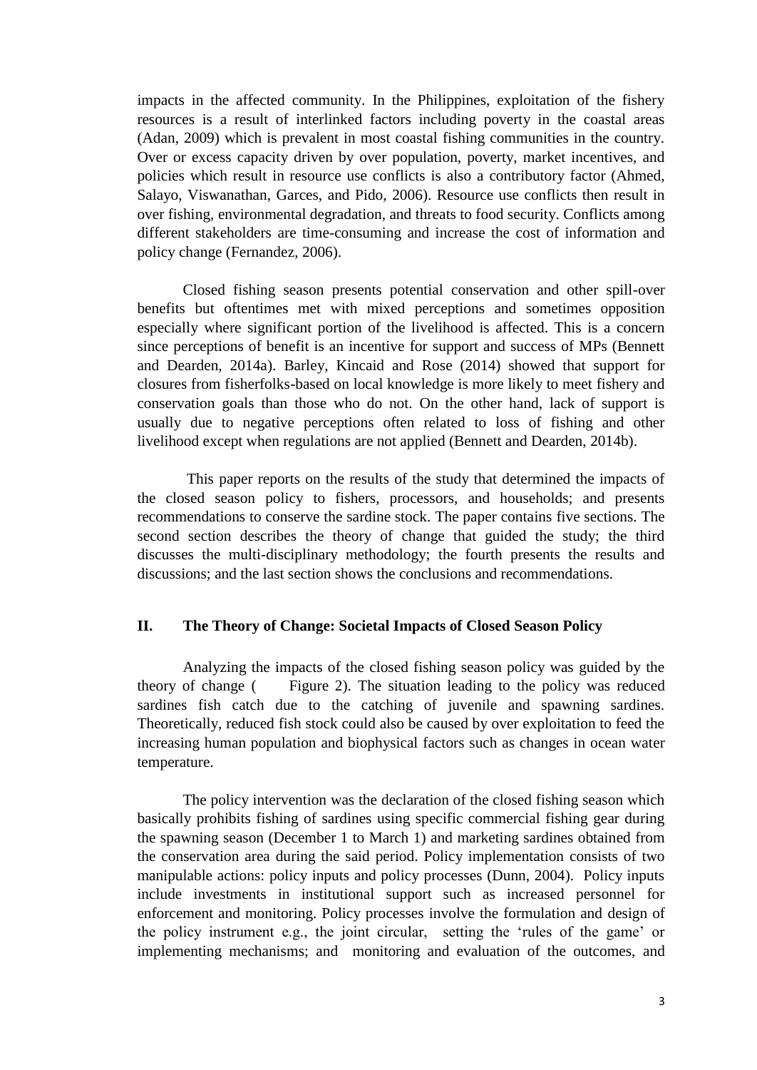impacts in the affected community. In the Philippines, exploitation of the fishery resources is a result of interlinked factors including poverty in the coastal areas (Adan, 2009) which is prevalent in most coastal fishing communities in the country. Over or excess capacity driven by over population, poverty, market incentives, and policies which result in resource use conflicts is also a contributory factor (Ahmed, Salayo, Viswanathan, Garces, and Pido, 2006). Resource use conflicts then result in over fishing, environmental degradation, and threats to food security. Conflicts among different stakeholders are time-consuming and increase the cost of information and policy change (Fernandez, 2006).

Closed fishing season presents potential conservation and other spill-over benefits but oftentimes met with mixed perceptions and sometimes opposition especially where significant portion of the livelihood is affected. This is a concern since perceptions of benefit is an incentive for support and success of MPs (Bennett and Dearden, 2014a). Barley, Kincaid and Rose (2014) showed that support for closures from fisherfolks-based on local knowledge is more likely to meet fishery and conservation goals than those who do not. On the other hand, lack of support is usually due to negative perceptions often related to loss of fishing and other livelihood except when regulations are not applied (Bennett and Dearden, 2014b).

This paper reports on the results of the study that determined the impacts of the closed season policy to fishers, processors, and households; and presents recommendations to conserve the sardine stock. The paper contains five sections. The second section describes the theory of change that guided the study; the third discusses the multi-disciplinary methodology; the fourth presents the results and discussions; and the last section shows the conclusions and recommendations.

## II. The Theory of Change: Societal Impacts of Closed Season Policy

Analyzing the impacts of the closed fishing season policy was guided by the theory of change ( Figure 2). The situation leading to the policy was reduced sardines fish catch due to the catching of juvenile and spawning sardines. Theoretically, reduced fish stock could also be caused by over exploitation to feed the increasing human population and biophysical factors such as changes in ocean water temperature.

The policy intervention was the declaration of the closed fishing season which basically prohibits fishing of sardines using specific commercial fishing gear during the spawning season (December 1 to March 1) and marketing sardines obtained from the conservation area during the said period. Policy implementation consists of two manipulable actions: policy inputs and policy processes (Dunn, 2004). Policy inputs include investments in institutional support such as increased personnel for enforcement and monitoring. Policy processes involve the formulation and design of the policy instrument e.g., the joint circular, setting the 'rules of the game' or implementing mechanisms; and monitoring and evaluation of the outcomes, and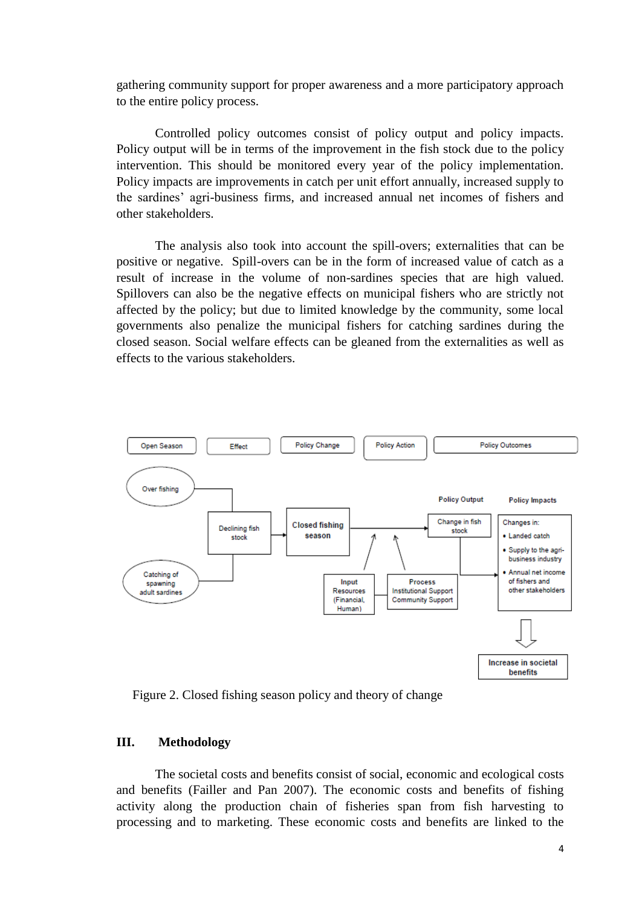gathering community support for proper awareness and a more participatory approach to the entire policy process.

Controlled policy outcomes consist of policy output and policy impacts. Policy output will be in terms of the improvement in the fish stock due to the policy intervention. This should be monitored every year of the policy implementation. Policy impacts are improvements in catch per unit effort annually, increased supply to the sardines' agri-business firms, and increased annual net incomes of fishers and other stakeholders.

The analysis also took into account the spill-overs; externalities that can be positive or negative. Spill-overs can be in the form of increased value of catch as a result of increase in the volume of non-sardines species that are high valued. Spillovers can also be the negative effects on municipal fishers who are strictly not affected by the policy; but due to limited knowledge by the community, some local governments also penalize the municipal fishers for catching sardines during the closed season. Social welfare effects can be gleaned from the externalities as well as effects to the various stakeholders.

Open Season | Effect | Policy Change | Policy Action | Policy Outcomes

Over fishing

Catching of spawning adult sardines

Declining fish stock

Closed fishing season

Input Resources (Financial, Human)

Process Institutional Support Community Support

Policy Output

Change in fish stock

Policy Impacts

Changes in:

- Landed catch
- Supply to the agri-business industry
- Annual net income of fishers and other stakeholders

Increase in societal benefits

Figure 2. Closed fishing season policy and theory of change

## III. Methodology

The societal costs and benefits consist of social, economic and ecological costs and benefits (Failler and Pan 2007). The economic costs and benefits of fishing activity along the production chain of fisheries span from fish harvesting to processing and to marketing. These economic costs and benefits are linked to the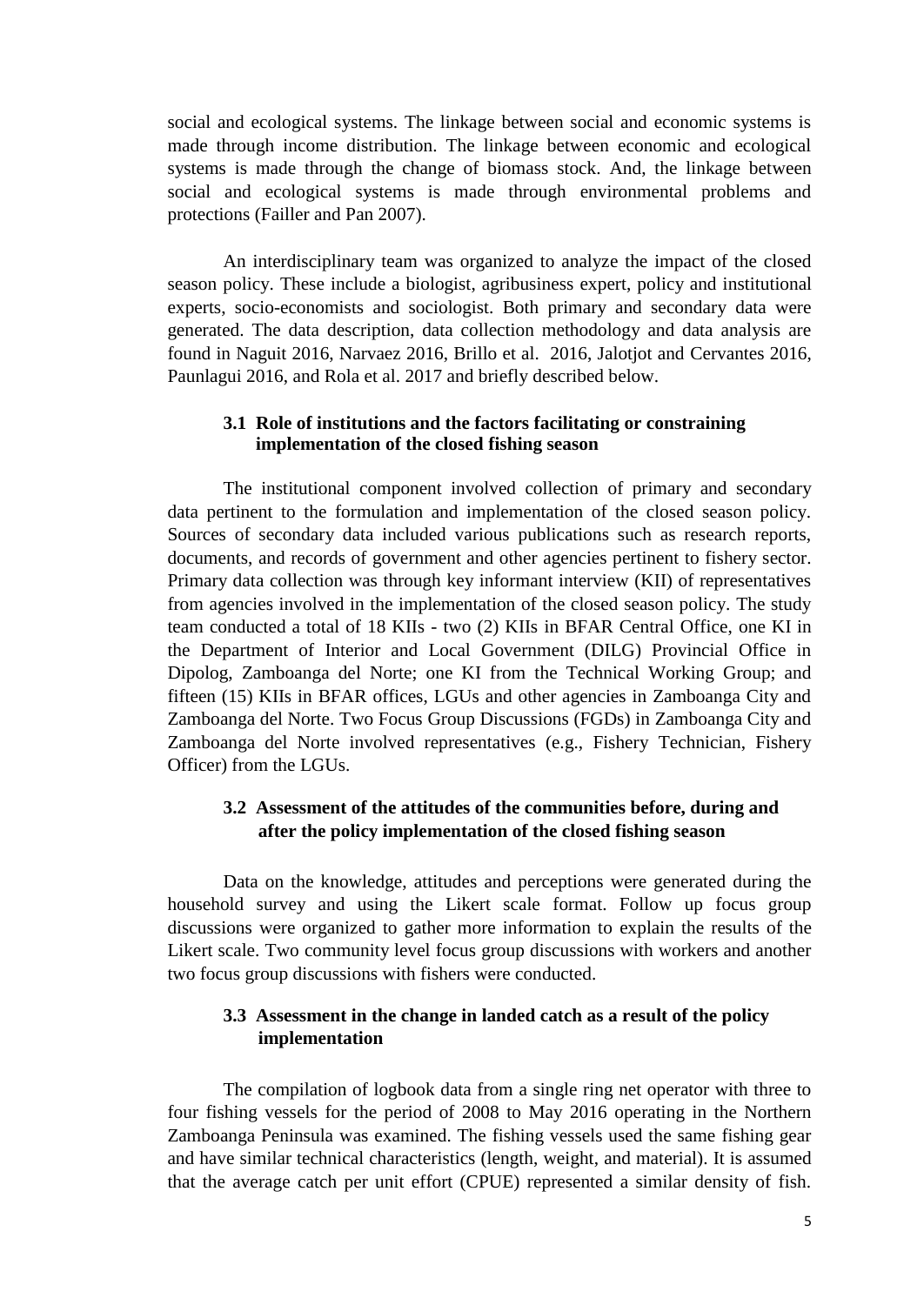social and ecological systems. The linkage between social and economic systems is made through income distribution. The linkage between economic and ecological systems is made through the change of biomass stock. And, the linkage between social and ecological systems is made through environmental problems and protections (Failler and Pan 2007).

An interdisciplinary team was organized to analyze the impact of the closed season policy. These include a biologist, agribusiness expert, policy and institutional experts, socio-economists and sociologist. Both primary and secondary data were generated. The data description, data collection methodology and data analysis are found in Naguit 2016, Narvaez 2016, Brillo et al. 2016, Jalotjot and Cervantes 2016, Paunlagui 2016, and Rola et al. 2017 and briefly described below.

### 3.1 Role of institutions and the factors facilitating or constraining implementation of the closed fishing season

The institutional component involved collection of primary and secondary data pertinent to the formulation and implementation of the closed season policy. Sources of secondary data included various publications such as research reports, documents, and records of government and other agencies pertinent to fishery sector. Primary data collection was through key informant interview (KII) of representatives from agencies involved in the implementation of the closed season policy. The study team conducted a total of 18 KIIs - two (2) KIIs in BFAR Central Office, one KI in the Department of Interior and Local Government (DILG) Provincial Office in Dipolog, Zamboanga del Norte; one KI from the Technical Working Group; and fifteen (15) KIIs in BFAR offices, LGUs and other agencies in Zamboanga City and Zamboanga del Norte. Two Focus Group Discussions (FGDs) in Zamboanga City and Zamboanga del Norte involved representatives (e.g., Fishery Technician, Fishery Officer) from the LGUs.

### 3.2 Assessment of the attitudes of the communities before, during and after the policy implementation of the closed fishing season

Data on the knowledge, attitudes and perceptions were generated during the household survey and using the Likert scale format. Follow up focus group discussions were organized to gather more information to explain the results of the Likert scale. Two community level focus group discussions with workers and another two focus group discussions with fishers were conducted.

### 3.3 Assessment in the change in landed catch as a result of the policy implementation

The compilation of logbook data from a single ring net operator with three to four fishing vessels for the period of 2008 to May 2016 operating in the Northern Zamboanga Peninsula was examined. The fishing vessels used the same fishing gear and have similar technical characteristics (length, weight, and material). It is assumed that the average catch per unit effort (CPUE) represented a similar density of fish.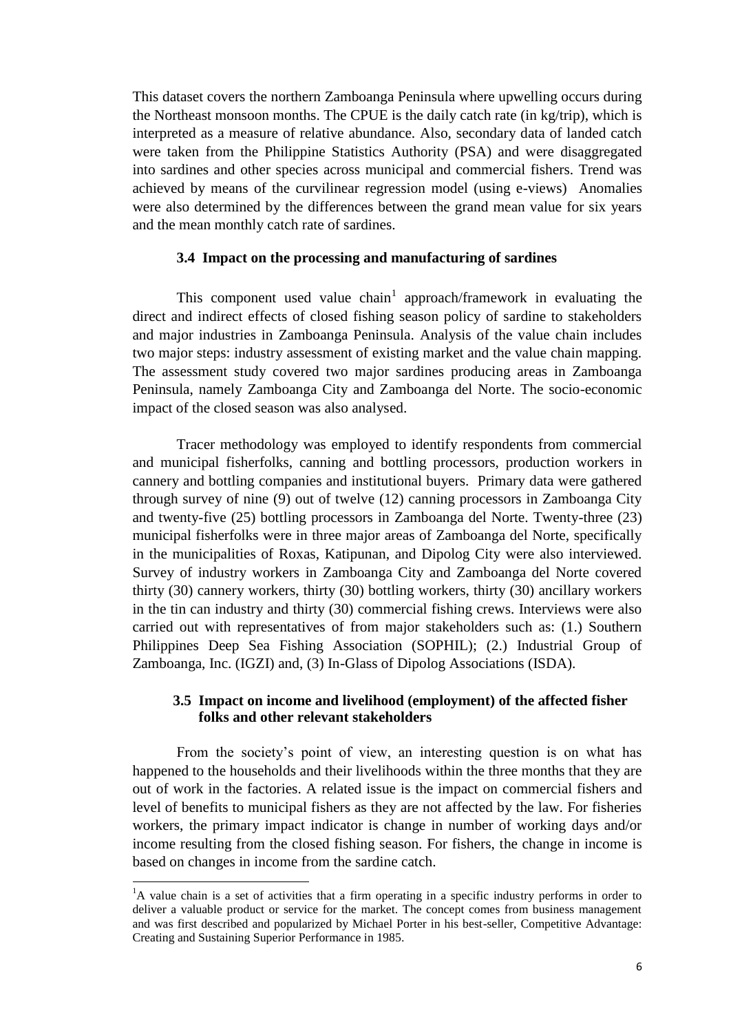This dataset covers the northern Zamboanga Peninsula where upwelling occurs during the Northeast monsoon months. The CPUE is the daily catch rate (in kg/trip), which is interpreted as a measure of relative abundance. Also, secondary data of landed catch were taken from the Philippine Statistics Authority (PSA) and were disaggregated into sardines and other species across municipal and commercial fishers. Trend was achieved by means of the curvilinear regression model (using e-views) Anomalies were also determined by the differences between the grand mean value for six years and the mean monthly catch rate of sardines.

### 3.4 Impact on the processing and manufacturing of sardines

This component used value chain[1] approach/framework in evaluating the direct and indirect effects of closed fishing season policy of sardine to stakeholders and major industries in Zamboanga Peninsula. Analysis of the value chain includes two major steps: industry assessment of existing market and the value chain mapping. The assessment study covered two major sardines producing areas in Zamboanga Peninsula, namely Zamboanga City and Zamboanga del Norte. The socio-economic impact of the closed season was also analysed.

Tracer methodology was employed to identify respondents from commercial and municipal fisherfolks, canning and bottling processors, production workers in cannery and bottling companies and institutional buyers. Primary data were gathered through survey of nine (9) out of twelve (12) canning processors in Zamboanga City and twenty-five (25) bottling processors in Zamboanga del Norte. Twenty-three (23) municipal fisherfolks were in three major areas of Zamboanga del Norte, specifically in the municipalities of Roxas, Katipunan, and Dipolog City were also interviewed. Survey of industry workers in Zamboanga City and Zamboanga del Norte covered thirty (30) cannery workers, thirty (30) bottling workers, thirty (30) ancillary workers in the tin can industry and thirty (30) commercial fishing crews. Interviews were also carried out with representatives of from major stakeholders such as: (1.) Southern Philippines Deep Sea Fishing Association (SOPHIL); (2.) Industrial Group of Zamboanga, Inc. (IGZI) and, (3) In-Glass of Dipolog Associations (ISDA).

### 3.5 Impact on income and livelihood (employment) of the affected fisher folks and other relevant stakeholders

From the society's point of view, an interesting question is on what has happened to the households and their livelihoods within the three months that they are out of work in the factories. A related issue is the impact on commercial fishers and level of benefits to municipal fishers as they are not affected by the law. For fisheries workers, the primary impact indicator is change in number of working days and/or income resulting from the closed fishing season. For fishers, the change in income is based on changes in income from the sardine catch.

[1]A value chain is a set of activities that a firm operating in a specific industry performs in order to deliver a valuable product or service for the market. The concept comes from business management and was first described and popularized by Michael Porter in his best-seller, Competitive Advantage: Creating and Sustaining Superior Performance in 1985.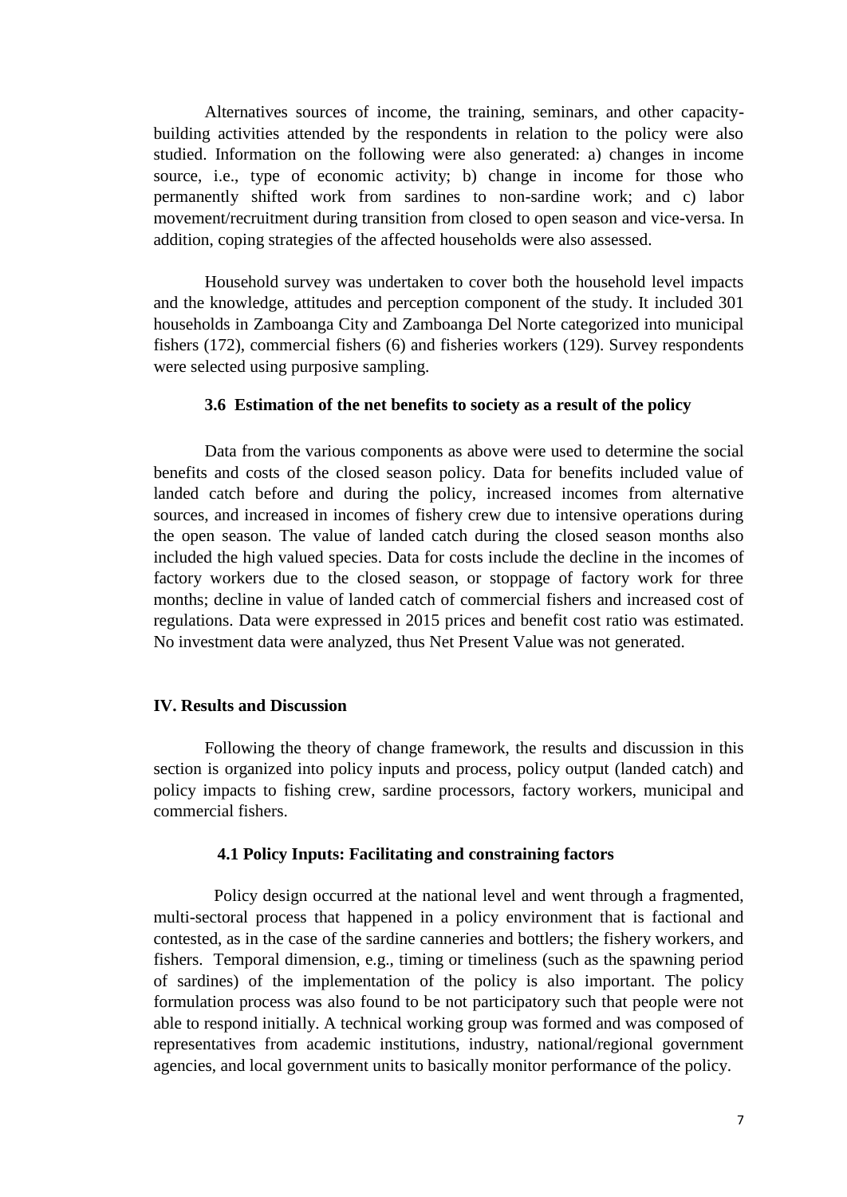Alternatives sources of income, the training, seminars, and other capacity-building activities attended by the respondents in relation to the policy were also studied. Information on the following were also generated: a) changes in income source, i.e., type of economic activity; b) change in income for those who permanently shifted work from sardines to non-sardine work; and c) labor movement/recruitment during transition from closed to open season and vice-versa. In addition, coping strategies of the affected households were also assessed.

Household survey was undertaken to cover both the household level impacts and the knowledge, attitudes and perception component of the study. It included 301 households in Zamboanga City and Zamboanga Del Norte categorized into municipal fishers (172), commercial fishers (6) and fisheries workers (129). Survey respondents were selected using purposive sampling.

### 3.6 Estimation of the net benefits to society as a result of the policy

Data from the various components as above were used to determine the social benefits and costs of the closed season policy. Data for benefits included value of landed catch before and during the policy, increased incomes from alternative sources, and increased in incomes of fishery crew due to intensive operations during the open season. The value of landed catch during the closed season months also included the high valued species. Data for costs include the decline in the incomes of factory workers due to the closed season, or stoppage of factory work for three months; decline in value of landed catch of commercial fishers and increased cost of regulations. Data were expressed in 2015 prices and benefit cost ratio was estimated. No investment data were analyzed, thus Net Present Value was not generated.

## IV. Results and Discussion

Following the theory of change framework, the results and discussion in this section is organized into policy inputs and process, policy output (landed catch) and policy impacts to fishing crew, sardine processors, factory workers, municipal and commercial fishers.

### 4.1 Policy Inputs: Facilitating and constraining factors

Policy design occurred at the national level and went through a fragmented, multi-sectoral process that happened in a policy environment that is factional and contested, as in the case of the sardine canneries and bottlers; the fishery workers, and fishers. Temporal dimension, e.g., timing or timeliness (such as the spawning period of sardines) of the implementation of the policy is also important. The policy formulation process was also found to be not participatory such that people were not able to respond initially. A technical working group was formed and was composed of representatives from academic institutions, industry, national/regional government agencies, and local government units to basically monitor performance of the policy.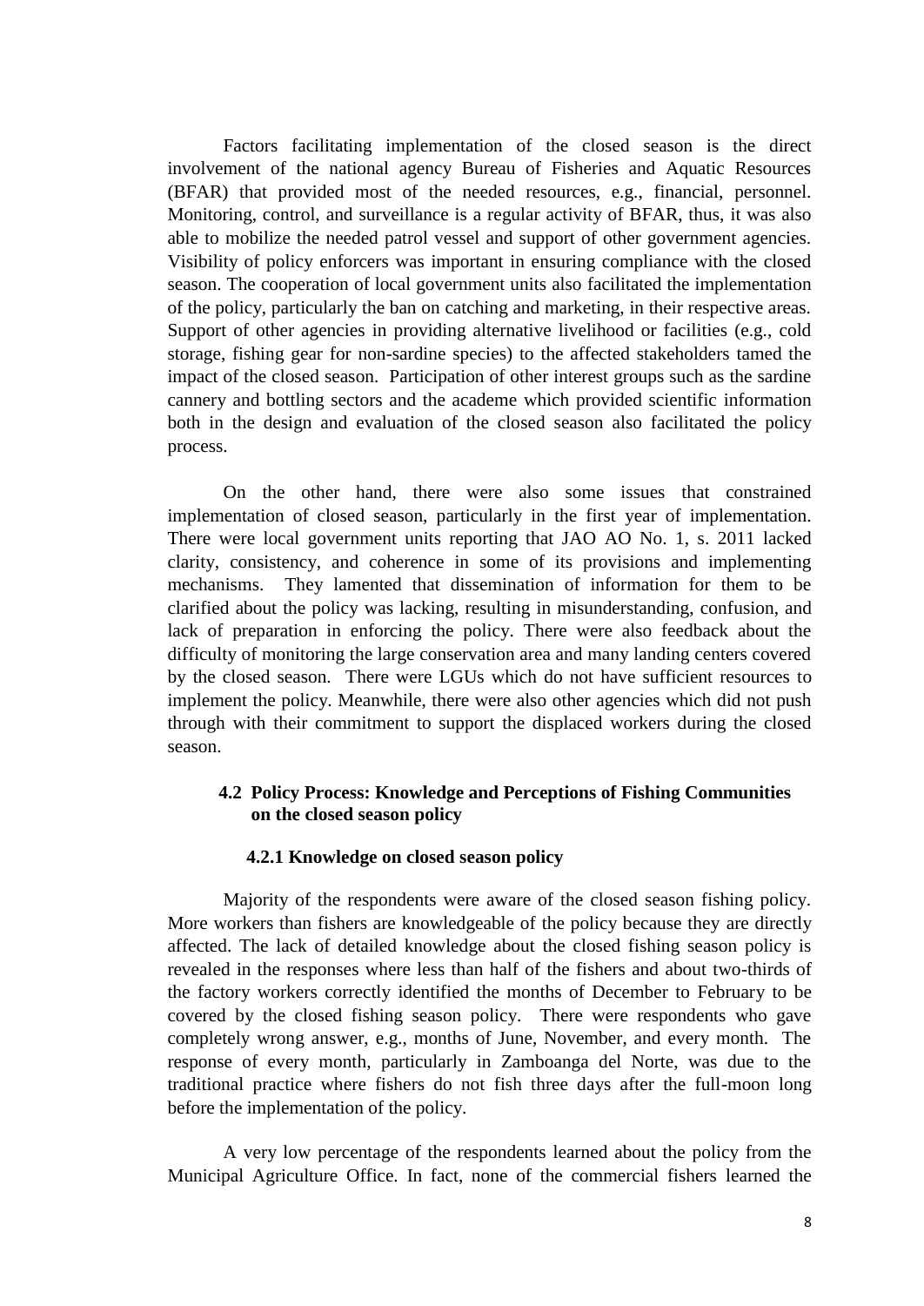Factors facilitating implementation of the closed season is the direct involvement of the national agency Bureau of Fisheries and Aquatic Resources (BFAR) that provided most of the needed resources, e.g., financial, personnel. Monitoring, control, and surveillance is a regular activity of BFAR, thus, it was also able to mobilize the needed patrol vessel and support of other government agencies. Visibility of policy enforcers was important in ensuring compliance with the closed season. The cooperation of local government units also facilitated the implementation of the policy, particularly the ban on catching and marketing, in their respective areas. Support of other agencies in providing alternative livelihood or facilities (e.g., cold storage, fishing gear for non-sardine species) to the affected stakeholders tamed the impact of the closed season. Participation of other interest groups such as the sardine cannery and bottling sectors and the academe which provided scientific information both in the design and evaluation of the closed season also facilitated the policy process.

On the other hand, there were also some issues that constrained implementation of closed season, particularly in the first year of implementation. There were local government units reporting that JAO AO No. 1, s. 2011 lacked clarity, consistency, and coherence in some of its provisions and implementing mechanisms. They lamented that dissemination of information for them to be clarified about the policy was lacking, resulting in misunderstanding, confusion, and lack of preparation in enforcing the policy. There were also feedback about the difficulty of monitoring the large conservation area and many landing centers covered by the closed season. There were LGUs which do not have sufficient resources to implement the policy. Meanwhile, there were also other agencies which did not push through with their commitment to support the displaced workers during the closed season.

## 4.2 Policy Process: Knowledge and Perceptions of Fishing Communities on the closed season policy

### 4.2.1 Knowledge on closed season policy

Majority of the respondents were aware of the closed season fishing policy. More workers than fishers are knowledgeable of the policy because they are directly affected. The lack of detailed knowledge about the closed fishing season policy is revealed in the responses where less than half of the fishers and about two-thirds of the factory workers correctly identified the months of December to February to be covered by the closed fishing season policy. There were respondents who gave completely wrong answer, e.g., months of June, November, and every month. The response of every month, particularly in Zamboanga del Norte, was due to the traditional practice where fishers do not fish three days after the full-moon long before the implementation of the policy.

A very low percentage of the respondents learned about the policy from the Municipal Agriculture Office. In fact, none of the commercial fishers learned the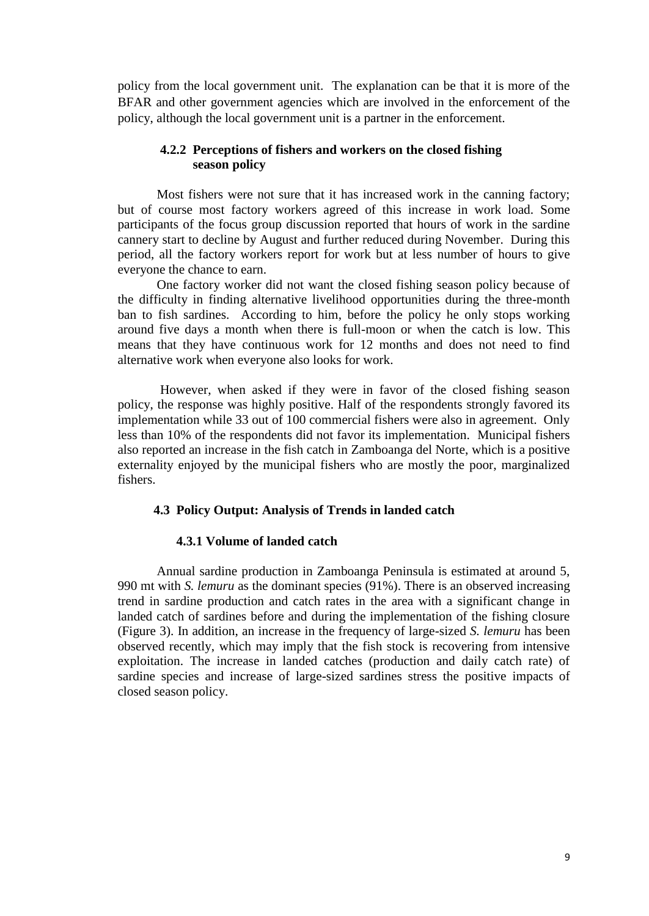policy from the local government unit. The explanation can be that it is more of the BFAR and other government agencies which are involved in the enforcement of the policy, although the local government unit is a partner in the enforcement.

#### 4.2.2 Perceptions of fishers and workers on the closed fishing season policy

Most fishers were not sure that it has increased work in the canning factory; but of course most factory workers agreed of this increase in work load. Some participants of the focus group discussion reported that hours of work in the sardine cannery start to decline by August and further reduced during November. During this period, all the factory workers report for work but at less number of hours to give everyone the chance to earn.

One factory worker did not want the closed fishing season policy because of the difficulty in finding alternative livelihood opportunities during the three-month ban to fish sardines. According to him, before the policy he only stops working around five days a month when there is full-moon or when the catch is low. This means that they have continuous work for 12 months and does not need to find alternative work when everyone also looks for work.

However, when asked if they were in favor of the closed fishing season policy, the response was highly positive. Half of the respondents strongly favored its implementation while 33 out of 100 commercial fishers were also in agreement. Only less than 10% of the respondents did not favor its implementation. Municipal fishers also reported an increase in the fish catch in Zamboanga del Norte, which is a positive externality enjoyed by the municipal fishers who are mostly the poor, marginalized fishers.

### 4.3 Policy Output: Analysis of Trends in landed catch

#### 4.3.1 Volume of landed catch

Annual sardine production in Zamboanga Peninsula is estimated at around 5, 990 mt with *S. lemuru* as the dominant species (91%). There is an observed increasing trend in sardine production and catch rates in the area with a significant change in landed catch of sardines before and during the implementation of the fishing closure (Figure 3). In addition, an increase in the frequency of large-sized *S. lemuru* has been observed recently, which may imply that the fish stock is recovering from intensive exploitation. The increase in landed catches (production and daily catch rate) of sardine species and increase of large-sized sardines stress the positive impacts of closed season policy.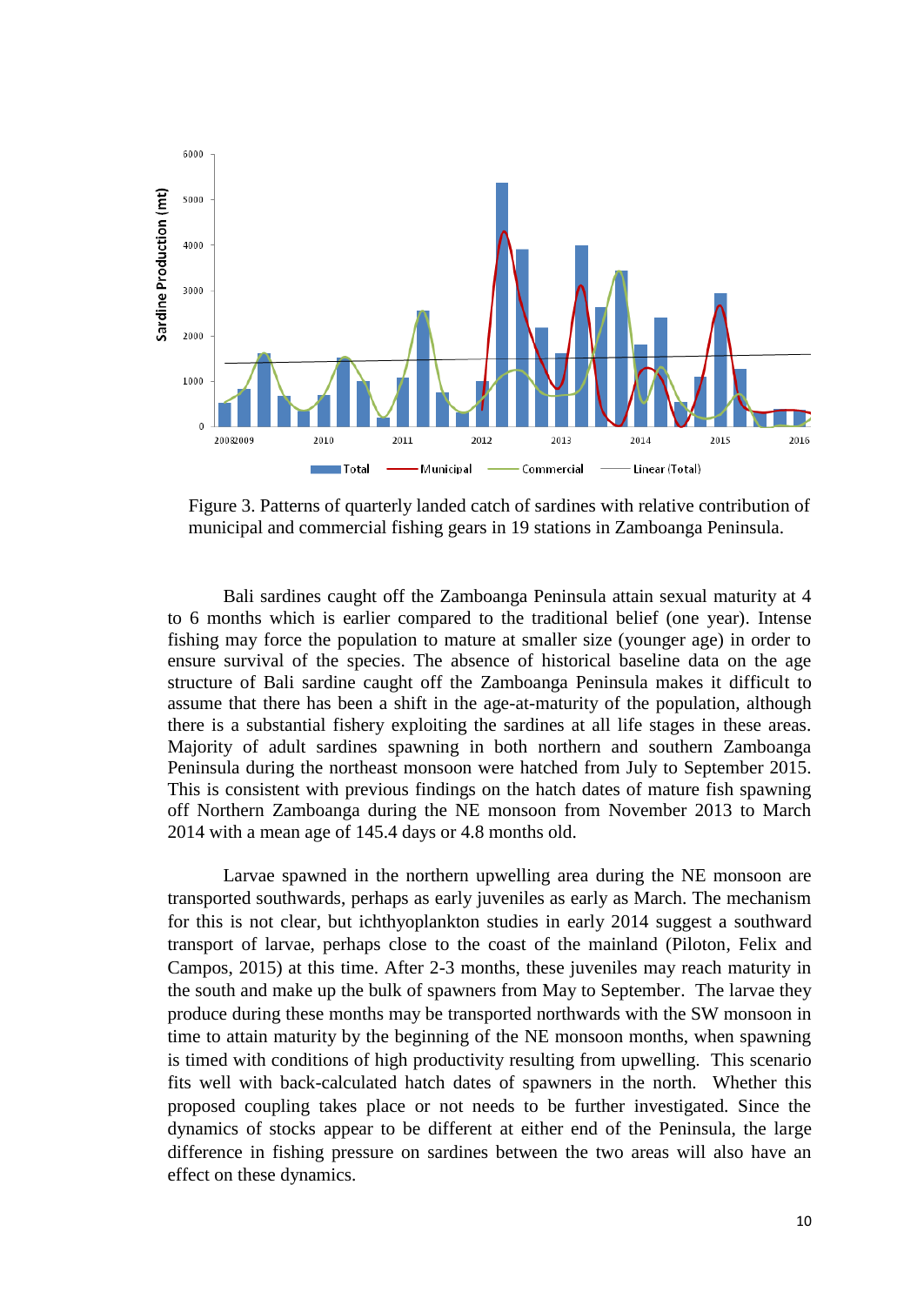Figure 3. Patterns of quarterly landed catch of sardines with relative contribution of municipal and commercial fishing gears in 19 stations in Zamboanga Peninsula.

Bali sardines caught off the Zamboanga Peninsula attain sexual maturity at 4 to 6 months which is earlier compared to the traditional belief (one year). Intense fishing may force the population to mature at smaller size (younger age) in order to ensure survival of the species. The absence of historical baseline data on the age structure of Bali sardine caught off the Zamboanga Peninsula makes it difficult to assume that there has been a shift in the age-at-maturity of the population, although there is a substantial fishery exploiting the sardines at all life stages in these areas. Majority of adult sardines spawning in both northern and southern Zamboanga Peninsula during the northeast monsoon were hatched from July to September 2015. This is consistent with previous findings on the hatch dates of mature fish spawning off Northern Zamboanga during the NE monsoon from November 2013 to March 2014 with a mean age of 145.4 days or 4.8 months old.

Larvae spawned in the northern upwelling area during the NE monsoon are transported southwards, perhaps as early juveniles as early as March. The mechanism for this is not clear, but ichthyoplankton studies in early 2014 suggest a southward transport of larvae, perhaps close to the coast of the mainland (Piloton, Felix and Campos, 2015) at this time. After 2-3 months, these juveniles may reach maturity in the south and make up the bulk of spawners from May to September. The larvae they produce during these months may be transported northwards with the SW monsoon in time to attain maturity by the beginning of the NE monsoon months, when spawning is timed with conditions of high productivity resulting from upwelling. This scenario fits well with back-calculated hatch dates of spawners in the north. Whether this proposed coupling takes place or not needs to be further investigated. Since the dynamics of stocks appear to be different at either end of the Peninsula, the large difference in fishing pressure on sardines between the two areas will also have an effect on these dynamics.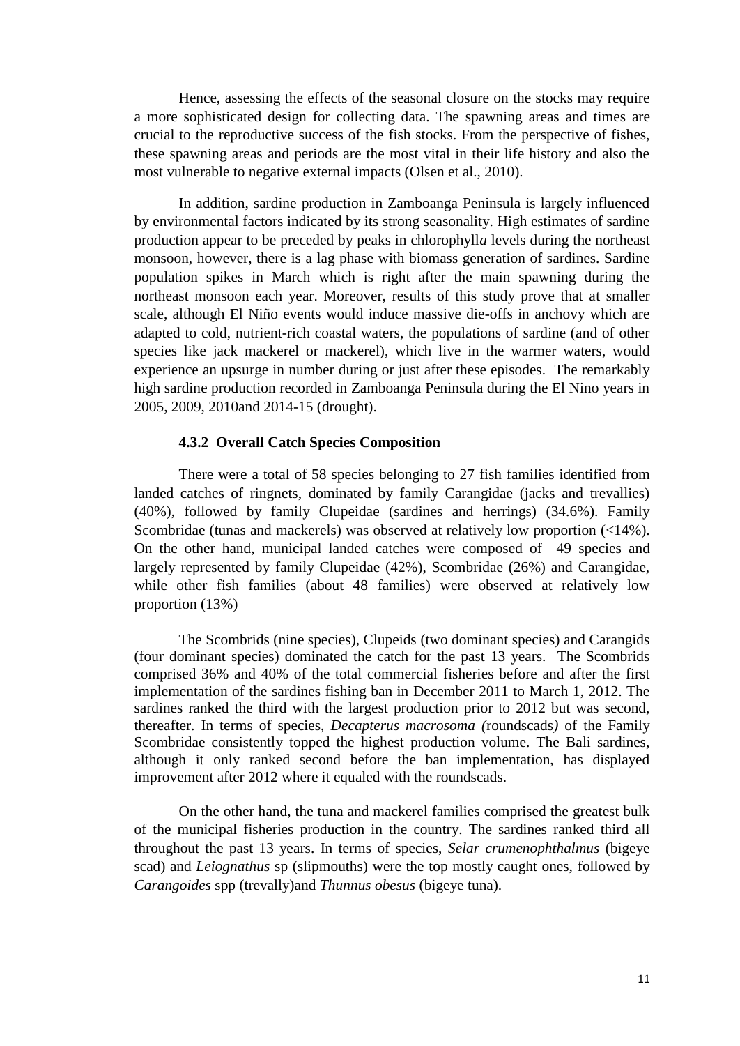Hence, assessing the effects of the seasonal closure on the stocks may require a more sophisticated design for collecting data. The spawning areas and times are crucial to the reproductive success of the fish stocks. From the perspective of fishes, these spawning areas and periods are the most vital in their life history and also the most vulnerable to negative external impacts (Olsen et al., 2010).

In addition, sardine production in Zamboanga Peninsula is largely influenced by environmental factors indicated by its strong seasonality. High estimates of sardine production appear to be preceded by peaks in chlorophyll*a* levels during the northeast monsoon, however, there is a lag phase with biomass generation of sardines. Sardine population spikes in March which is right after the main spawning during the northeast monsoon each year. Moreover, results of this study prove that at smaller scale, although El Niño events would induce massive die-offs in anchovy which are adapted to cold, nutrient-rich coastal waters, the populations of sardine (and of other species like jack mackerel or mackerel), which live in the warmer waters, would experience an upsurge in number during or just after these episodes. The remarkably high sardine production recorded in Zamboanga Peninsula during the El Nino years in 2005, 2009, 2010and 2014-15 (drought).

### 4.3.2 Overall Catch Species Composition

There were a total of 58 species belonging to 27 fish families identified from landed catches of ringnets, dominated by family Carangidae (jacks and trevallies) (40%), followed by family Clupeidae (sardines and herrings) (34.6%). Family Scombridae (tunas and mackerels) was observed at relatively low proportion (<14%). On the other hand, municipal landed catches were composed of 49 species and largely represented by family Clupeidae (42%), Scombridae (26%) and Carangidae, while other fish families (about 48 families) were observed at relatively low proportion (13%)

The Scombrids (nine species), Clupeids (two dominant species) and Carangids (four dominant species) dominated the catch for the past 13 years. The Scombrids comprised 36% and 40% of the total commercial fisheries before and after the first implementation of the sardines fishing ban in December 2011 to March 1, 2012. The sardines ranked the third with the largest production prior to 2012 but was second, thereafter. In terms of species, *Decapterus macrosoma (*roundscads*)* of the Family Scombridae consistently topped the highest production volume. The Bali sardines, although it only ranked second before the ban implementation, has displayed improvement after 2012 where it equaled with the roundscads.

On the other hand, the tuna and mackerel families comprised the greatest bulk of the municipal fisheries production in the country. The sardines ranked third all throughout the past 13 years. In terms of species, *Selar crumenophthalmus* (bigeye scad) and *Leiognathus* sp (slipmouths) were the top mostly caught ones, followed by *Carangoides* spp (trevally)and *Thunnus obesus* (bigeye tuna).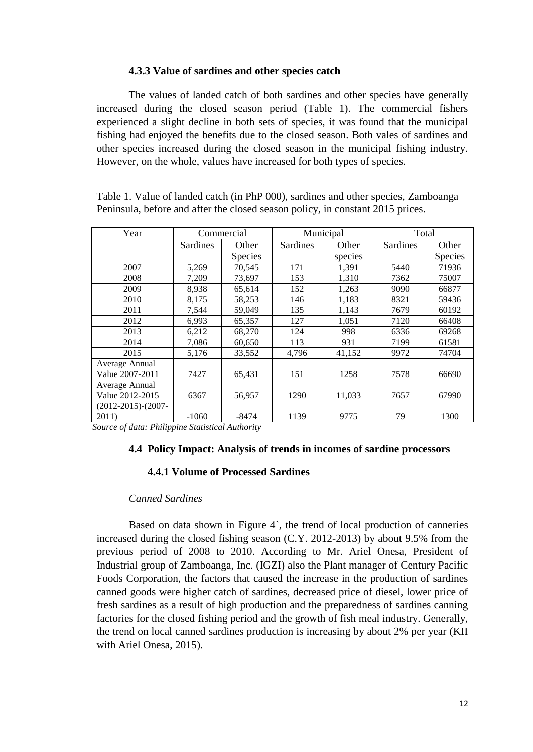### 4.3.3 Value of sardines and other species catch

The values of landed catch of both sardines and other species have generally increased during the closed season period (Table 1). The commercial fishers experienced a slight decline in both sets of species, it was found that the municipal fishing had enjoyed the benefits due to the closed season. Both vales of sardines and other species increased during the closed season in the municipal fishing industry. However, on the whole, values have increased for both types of species.

Table 1. Value of landed catch (in PhP 000), sardines and other species, Zamboanga Peninsula, before and after the closed season policy, in constant 2015 prices.

| Year | Commercial | | Municipal | | Total | |
|---|---|---|---|---|---|---|
| | Sardines | Other Species | Sardines | Other species | Sardines | Other Species |
| 2007 | 5,269 | 70,545 | 171 | 1,391 | 5440 | 71936 |
| 2008 | 7,209 | 73,697 | 153 | 1,310 | 7362 | 75007 |
| 2009 | 8,938 | 65,614 | 152 | 1,263 | 9090 | 66877 |
| 2010 | 8,175 | 58,253 | 146 | 1,183 | 8321 | 59436 |
| 2011 | 7,544 | 59,049 | 135 | 1,143 | 7679 | 60192 |
| 2012 | 6,993 | 65,357 | 127 | 1,051 | 7120 | 66408 |
| 2013 | 6,212 | 68,270 | 124 | 998 | 6336 | 69268 |
| 2014 | 7,086 | 60,650 | 113 | 931 | 7199 | 61581 |
| 2015 | 5,176 | 33,552 | 4,796 | 41,152 | 9972 | 74704 |
| Average Annual Value 2007-2011 | 7427 | 65,431 | 151 | 1258 | 7578 | 66690 |
| Average Annual Value 2012-2015 | 6367 | 56,957 | 1290 | 11,033 | 7657 | 67990 |
| (2012-2015)-(2007-2011) | -1060 | -8474 | 1139 | 9775 | 79 | 1300 |

*Source of data: Philippine Statistical Authority*

## 4.4 Policy Impact: Analysis of trends in incomes of sardine processors

### 4.4.1 Volume of Processed Sardines

*Canned Sardines*

Based on data shown in Figure 4`, the trend of local production of canneries increased during the closed fishing season (C.Y. 2012-2013) by about 9.5% from the previous period of 2008 to 2010. According to Mr. Ariel Onesa, President of Industrial group of Zamboanga, Inc. (IGZI) also the Plant manager of Century Pacific Foods Corporation, the factors that caused the increase in the production of sardines canned goods were higher catch of sardines, decreased price of diesel, lower price of fresh sardines as a result of high production and the preparedness of sardines canning factories for the closed fishing period and the growth of fish meal industry. Generally, the trend on local canned sardines production is increasing by about 2% per year (KII with Ariel Onesa, 2015).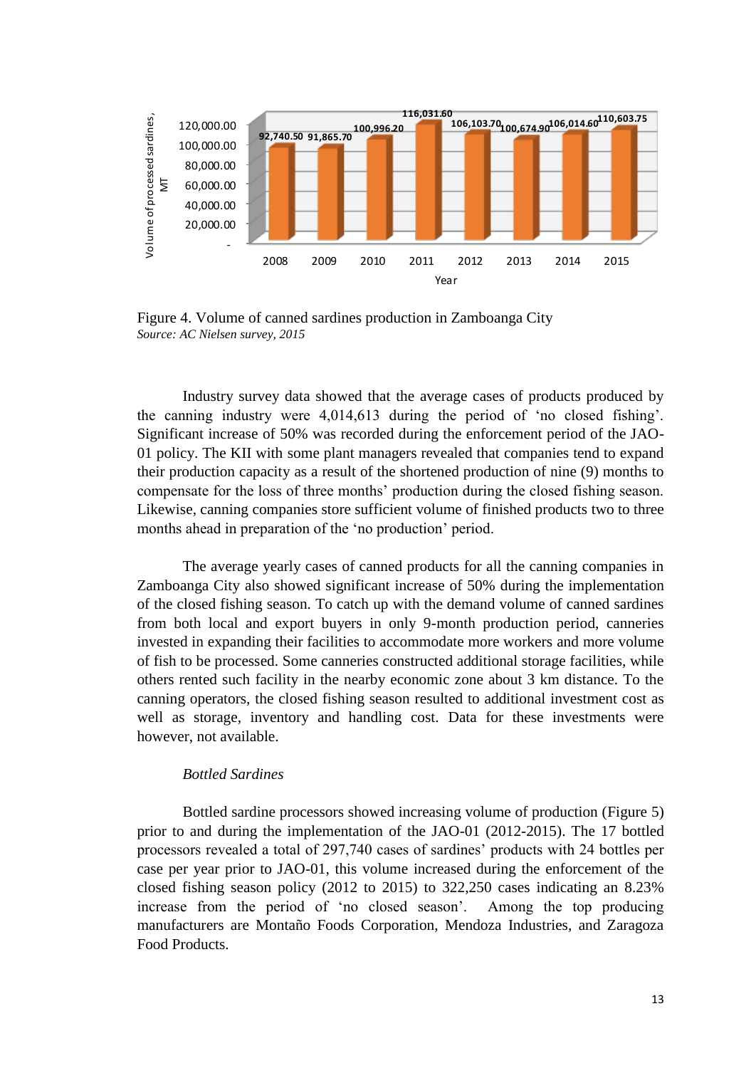Figure 4. Volume of canned sardines production in Zamboanga City
*Source: AC Nielsen survey, 2015*

Industry survey data showed that the average cases of products produced by the canning industry were 4,014,613 during the period of 'no closed fishing'. Significant increase of 50% was recorded during the enforcement period of the JAO-01 policy. The KII with some plant managers revealed that companies tend to expand their production capacity as a result of the shortened production of nine (9) months to compensate for the loss of three months' production during the closed fishing season. Likewise, canning companies store sufficient volume of finished products two to three months ahead in preparation of the 'no production' period.

The average yearly cases of canned products for all the canning companies in Zamboanga City also showed significant increase of 50% during the implementation of the closed fishing season. To catch up with the demand volume of canned sardines from both local and export buyers in only 9-month production period, canneries invested in expanding their facilities to accommodate more workers and more volume of fish to be processed. Some canneries constructed additional storage facilities, while others rented such facility in the nearby economic zone about 3 km distance. To the canning operators, the closed fishing season resulted to additional investment cost as well as storage, inventory and handling cost. Data for these investments were however, not available.

*Bottled Sardines*

Bottled sardine processors showed increasing volume of production (Figure 5) prior to and during the implementation of the JAO-01 (2012-2015). The 17 bottled processors revealed a total of 297,740 cases of sardines' products with 24 bottles per case per year prior to JAO-01, this volume increased during the enforcement of the closed fishing season policy (2012 to 2015) to 322,250 cases indicating an 8.23% increase from the period of 'no closed season'. Among the top producing manufacturers are Montaño Foods Corporation, Mendoza Industries, and Zaragoza Food Products.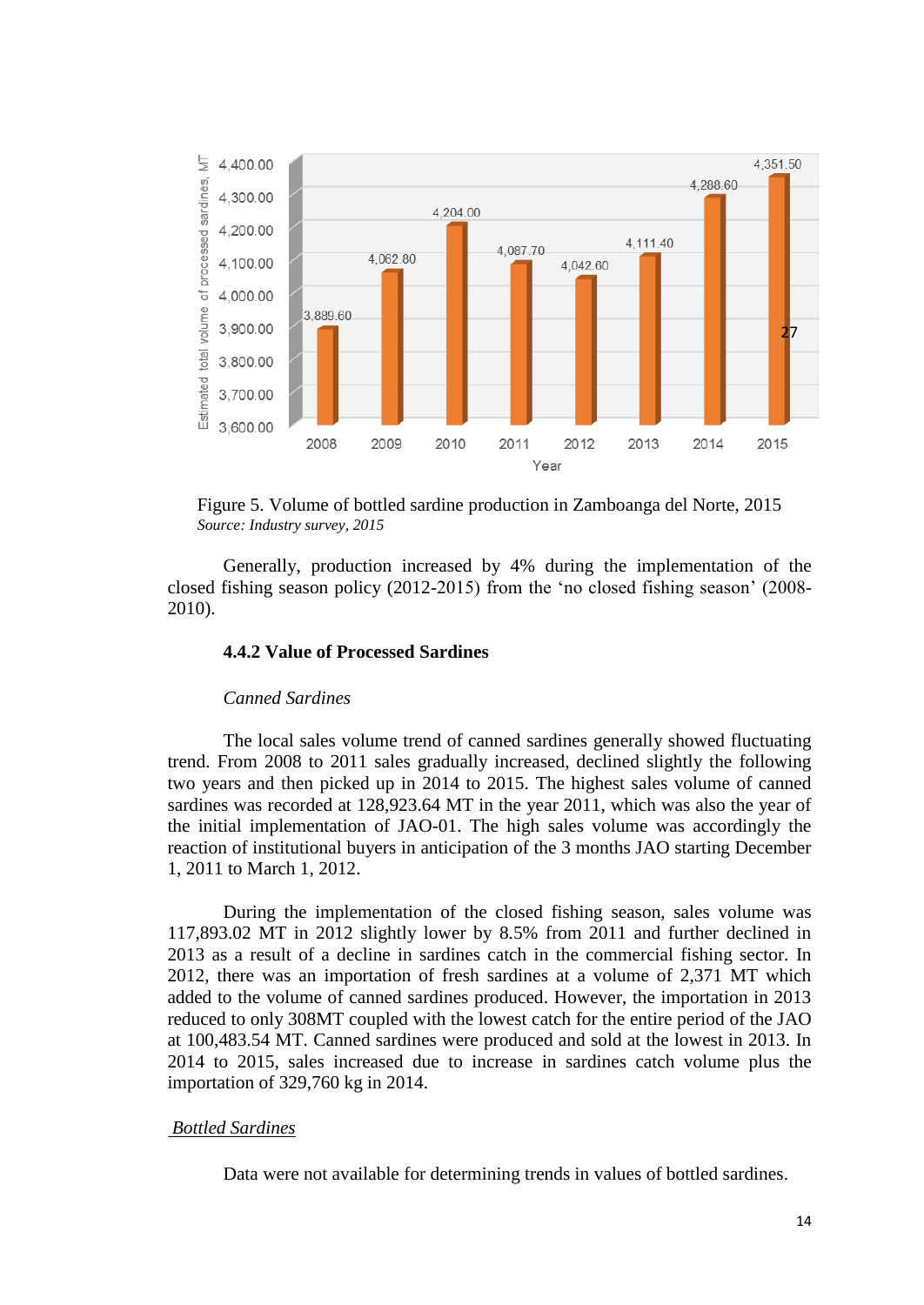Figure 5. Volume of bottled sardine production in Zamboanga del Norte, 2015
*Source: Industry survey, 2015*

Generally, production increased by 4% during the implementation of the closed fishing season policy (2012-2015) from the 'no closed fishing season' (2008-2010).

#### 4.4.2 Value of Processed Sardines

*Canned Sardines*

The local sales volume trend of canned sardines generally showed fluctuating trend. From 2008 to 2011 sales gradually increased, declined slightly the following two years and then picked up in 2014 to 2015. The highest sales volume of canned sardines was recorded at 128,923.64 MT in the year 2011, which was also the year of the initial implementation of JAO-01. The high sales volume was accordingly the reaction of institutional buyers in anticipation of the 3 months JAO starting December 1, 2011 to March 1, 2012.

During the implementation of the closed fishing season, sales volume was 117,893.02 MT in 2012 slightly lower by 8.5% from 2011 and further declined in 2013 as a result of a decline in sardines catch in the commercial fishing sector. In 2012, there was an importation of fresh sardines at a volume of 2,371 MT which added to the volume of canned sardines produced. However, the importation in 2013 reduced to only 308MT coupled with the lowest catch for the entire period of the JAO at 100,483.54 MT. Canned sardines were produced and sold at the lowest in 2013. In 2014 to 2015, sales increased due to increase in sardines catch volume plus the importation of 329,760 kg in 2014.

*Bottled Sardines*

Data were not available for determining trends in values of bottled sardines.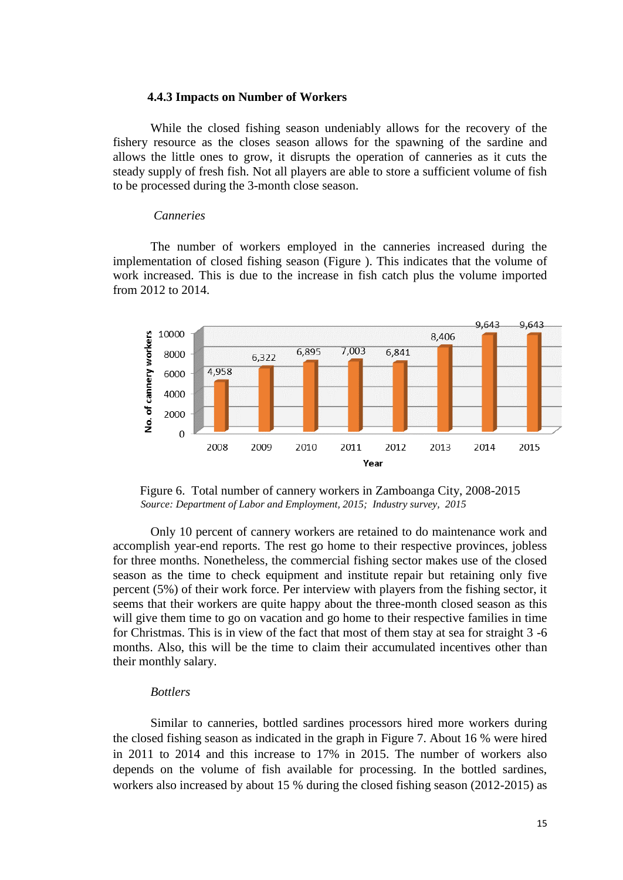### 4.4.3 Impacts on Number of Workers

While the closed fishing season undeniably allows for the recovery of the fishery resource as the closes season allows for the spawning of the sardine and allows the little ones to grow, it disrupts the operation of canneries as it cuts the steady supply of fresh fish. Not all players are able to store a sufficient volume of fish to be processed during the 3-month close season.

*Canneries*

The number of workers employed in the canneries increased during the implementation of closed fishing season (Figure ). This indicates that the volume of work increased. This is due to the increase in fish catch plus the volume imported from 2012 to 2014.

| Year | No. of cannery workers |
|---|---|
| 2008 | 4,958 |
| 2009 | 6,322 |
| 2010 | 6,895 |
| 2011 | 7,003 |
| 2012 | 6,841 |
| 2013 | 8,406 |
| 2014 | 9,643 |
| 2015 | 9,643 |

Figure 6. Total number of cannery workers in Zamboanga City, 2008-2015
*Source: Department of Labor and Employment, 2015; Industry survey, 2015*

Only 10 percent of cannery workers are retained to do maintenance work and accomplish year-end reports. The rest go home to their respective provinces, jobless for three months. Nonetheless, the commercial fishing sector makes use of the closed season as the time to check equipment and institute repair but retaining only five percent (5%) of their work force. Per interview with players from the fishing sector, it seems that their workers are quite happy about the three-month closed season as this will give them time to go on vacation and go home to their respective families in time for Christmas. This is in view of the fact that most of them stay at sea for straight 3 -6 months. Also, this will be the time to claim their accumulated incentives other than their monthly salary.

*Bottlers*

Similar to canneries, bottled sardines processors hired more workers during the closed fishing season as indicated in the graph in Figure 7. About 16 % were hired in 2011 to 2014 and this increase to 17% in 2015. The number of workers also depends on the volume of fish available for processing. In the bottled sardines, workers also increased by about 15 % during the closed fishing season (2012-2015) as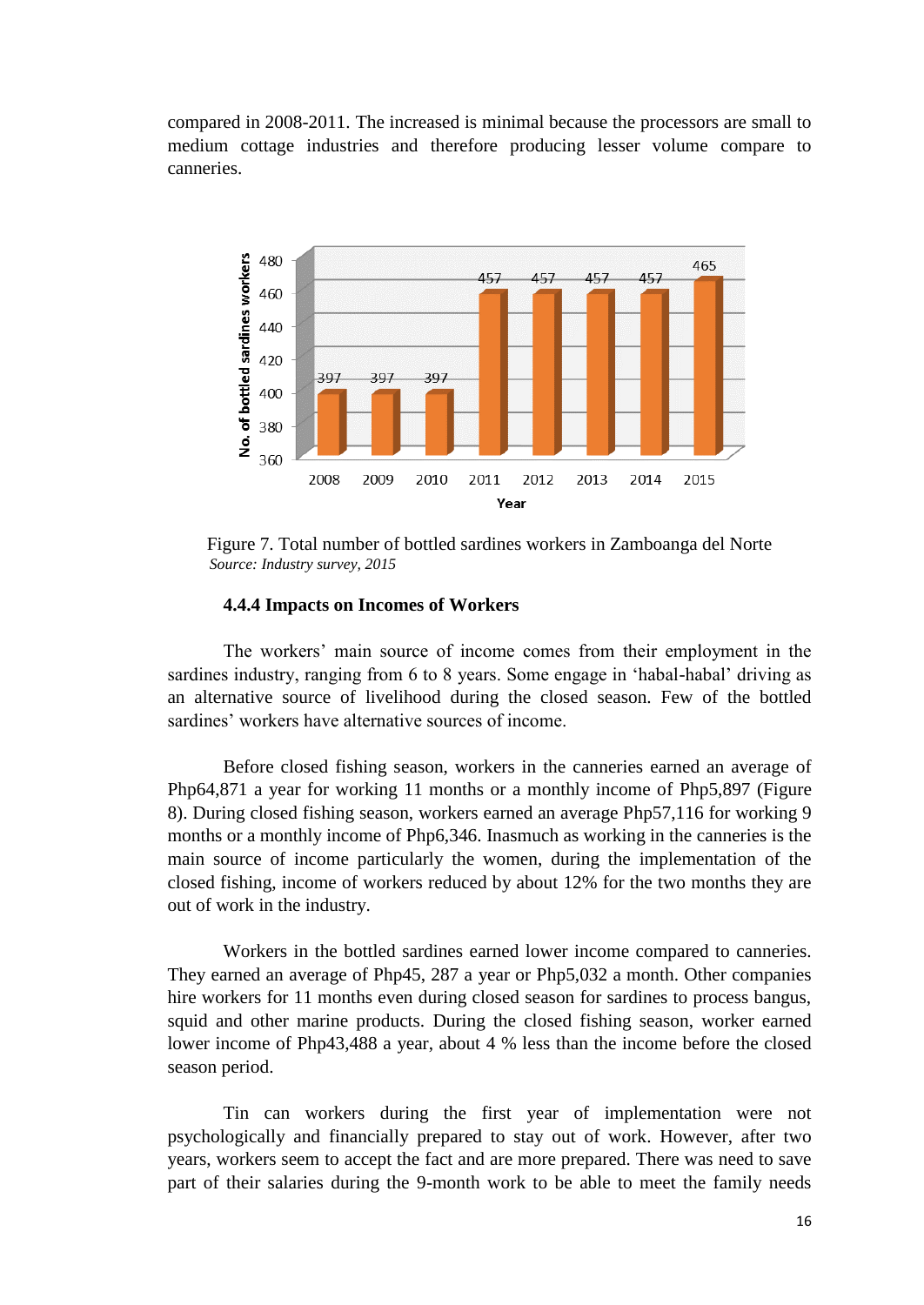compared in 2008-2011. The increased is minimal because the processors are small to medium cottage industries and therefore producing lesser volume compare to canneries.

Figure 7. Total number of bottled sardines workers in Zamboanga del Norte
*Source: Industry survey, 2015*

#### 4.4.4 Impacts on Incomes of Workers

The workers' main source of income comes from their employment in the sardines industry, ranging from 6 to 8 years. Some engage in 'habal-habal' driving as an alternative source of livelihood during the closed season. Few of the bottled sardines' workers have alternative sources of income.

Before closed fishing season, workers in the canneries earned an average of Php64,871 a year for working 11 months or a monthly income of Php5,897 (Figure 8). During closed fishing season, workers earned an average Php57,116 for working 9 months or a monthly income of Php6,346. Inasmuch as working in the canneries is the main source of income particularly the women, during the implementation of the closed fishing, income of workers reduced by about 12% for the two months they are out of work in the industry.

Workers in the bottled sardines earned lower income compared to canneries. They earned an average of Php45, 287 a year or Php5,032 a month. Other companies hire workers for 11 months even during closed season for sardines to process bangus, squid and other marine products. During the closed fishing season, worker earned lower income of Php43,488 a year, about 4 % less than the income before the closed season period.

Tin can workers during the first year of implementation were not psychologically and financially prepared to stay out of work. However, after two years, workers seem to accept the fact and are more prepared. There was need to save part of their salaries during the 9-month work to be able to meet the family needs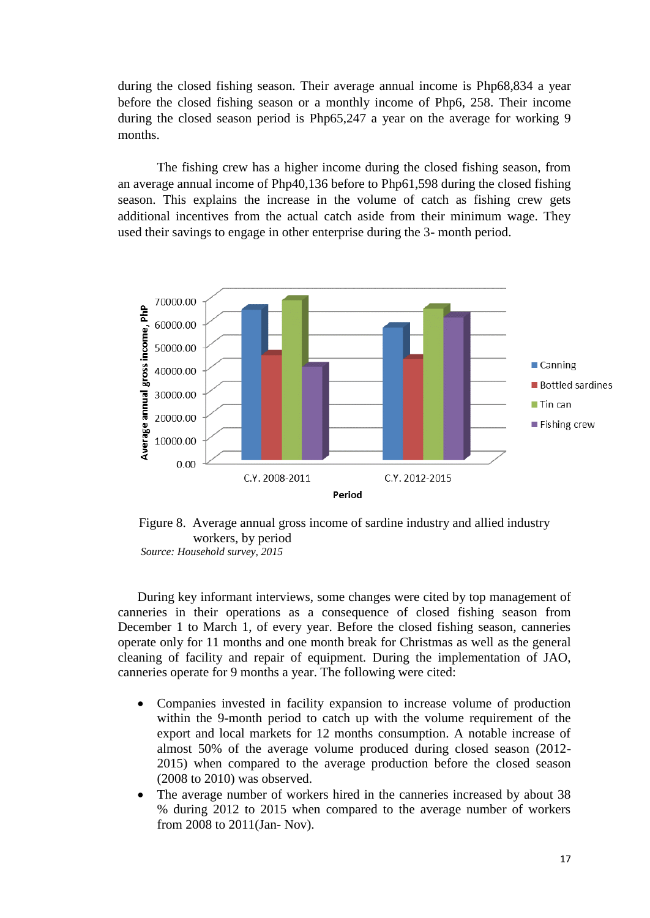during the closed fishing season. Their average annual income is Php68,834 a year before the closed fishing season or a monthly income of Php6, 258. Their income during the closed season period is Php65,247 a year on the average for working 9 months.

The fishing crew has a higher income during the closed fishing season, from an average annual income of Php40,136 before to Php61,598 during the closed fishing season. This explains the increase in the volume of catch as fishing crew gets additional incentives from the actual catch aside from their minimum wage. They used their savings to engage in other enterprise during the 3- month period.

Figure 8. Average annual gross income of sardine industry and allied industry workers, by period

*Source: Household survey, 2015*

During key informant interviews, some changes were cited by top management of canneries in their operations as a consequence of closed fishing season from December 1 to March 1, of every year. Before the closed fishing season, canneries operate only for 11 months and one month break for Christmas as well as the general cleaning of facility and repair of equipment. During the implementation of JAO, canneries operate for 9 months a year. The following were cited:

- Companies invested in facility expansion to increase volume of production within the 9-month period to catch up with the volume requirement of the export and local markets for 12 months consumption. A notable increase of almost 50% of the average volume produced during closed season (2012-2015) when compared to the average production before the closed season (2008 to 2010) was observed.
- The average number of workers hired in the canneries increased by about 38 % during 2012 to 2015 when compared to the average number of workers from 2008 to 2011(Jan- Nov).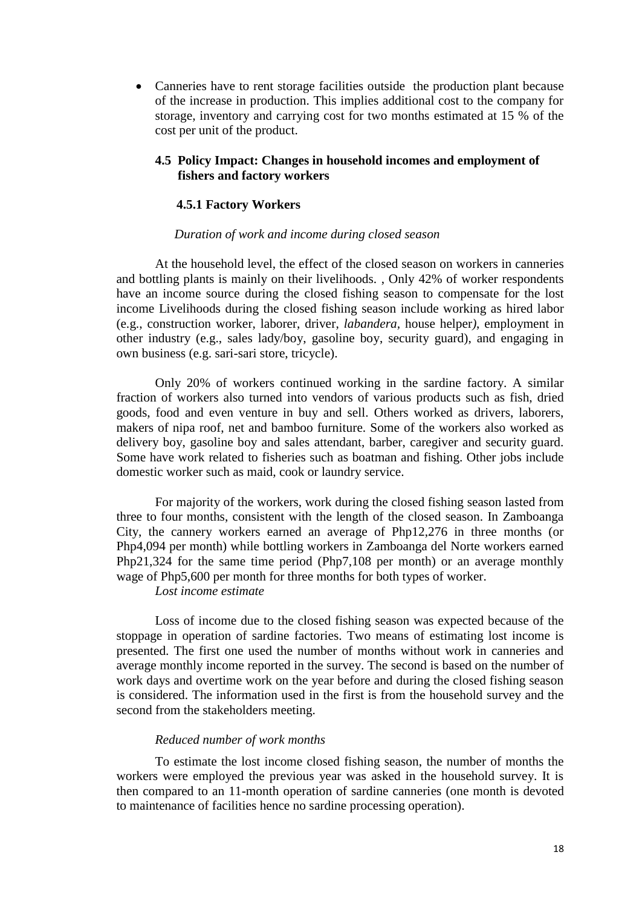- Canneries have to rent storage facilities outside the production plant because of the increase in production. This implies additional cost to the company for storage, inventory and carrying cost for two months estimated at 15 % of the cost per unit of the product.

### 4.5 Policy Impact: Changes in household incomes and employment of fishers and factory workers

#### 4.5.1 Factory Workers

*Duration of work and income during closed season*

At the household level, the effect of the closed season on workers in canneries and bottling plants is mainly on their livelihoods. , Only 42% of worker respondents have an income source during the closed fishing season to compensate for the lost income Livelihoods during the closed fishing season include working as hired labor (e.g., construction worker, laborer, driver, *labandera*, house helper), employment in other industry (e.g., sales lady/boy, gasoline boy, security guard), and engaging in own business (e.g. sari-sari store, tricycle).

Only 20% of workers continued working in the sardine factory. A similar fraction of workers also turned into vendors of various products such as fish, dried goods, food and even venture in buy and sell. Others worked as drivers, laborers, makers of nipa roof, net and bamboo furniture. Some of the workers also worked as delivery boy, gasoline boy and sales attendant, barber, caregiver and security guard. Some have work related to fisheries such as boatman and fishing. Other jobs include domestic worker such as maid, cook or laundry service.

For majority of the workers, work during the closed fishing season lasted from three to four months, consistent with the length of the closed season. In Zamboanga City, the cannery workers earned an average of Php12,276 in three months (or Php4,094 per month) while bottling workers in Zamboanga del Norte workers earned Php21,324 for the same time period (Php7,108 per month) or an average monthly wage of Php5,600 per month for three months for both types of worker.

*Lost income estimate*

Loss of income due to the closed fishing season was expected because of the stoppage in operation of sardine factories. Two means of estimating lost income is presented. The first one used the number of months without work in canneries and average monthly income reported in the survey. The second is based on the number of work days and overtime work on the year before and during the closed fishing season is considered. The information used in the first is from the household survey and the second from the stakeholders meeting.

*Reduced number of work months*

To estimate the lost income closed fishing season, the number of months the workers were employed the previous year was asked in the household survey. It is then compared to an 11-month operation of sardine canneries (one month is devoted to maintenance of facilities hence no sardine processing operation).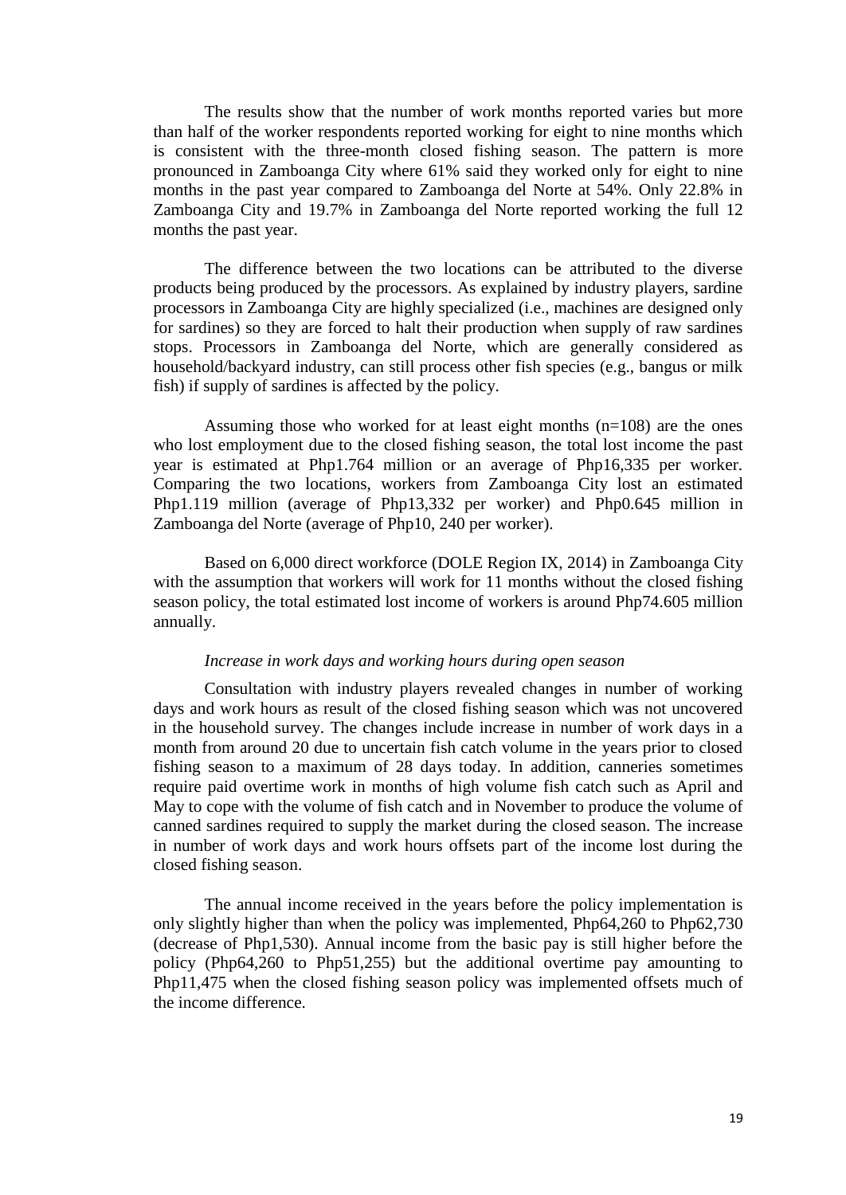The results show that the number of work months reported varies but more than half of the worker respondents reported working for eight to nine months which is consistent with the three-month closed fishing season. The pattern is more pronounced in Zamboanga City where 61% said they worked only for eight to nine months in the past year compared to Zamboanga del Norte at 54%. Only 22.8% in Zamboanga City and 19.7% in Zamboanga del Norte reported working the full 12 months the past year.

The difference between the two locations can be attributed to the diverse products being produced by the processors. As explained by industry players, sardine processors in Zamboanga City are highly specialized (i.e., machines are designed only for sardines) so they are forced to halt their production when supply of raw sardines stops. Processors in Zamboanga del Norte, which are generally considered as household/backyard industry, can still process other fish species (e.g., bangus or milk fish) if supply of sardines is affected by the policy.

Assuming those who worked for at least eight months (n=108) are the ones who lost employment due to the closed fishing season, the total lost income the past year is estimated at Php1.764 million or an average of Php16,335 per worker. Comparing the two locations, workers from Zamboanga City lost an estimated Php1.119 million (average of Php13,332 per worker) and Php0.645 million in Zamboanga del Norte (average of Php10, 240 per worker).

Based on 6,000 direct workforce (DOLE Region IX, 2014) in Zamboanga City with the assumption that workers will work for 11 months without the closed fishing season policy, the total estimated lost income of workers is around Php74.605 million annually.

*Increase in work days and working hours during open season*

Consultation with industry players revealed changes in number of working days and work hours as result of the closed fishing season which was not uncovered in the household survey. The changes include increase in number of work days in a month from around 20 due to uncertain fish catch volume in the years prior to closed fishing season to a maximum of 28 days today. In addition, canneries sometimes require paid overtime work in months of high volume fish catch such as April and May to cope with the volume of fish catch and in November to produce the volume of canned sardines required to supply the market during the closed season. The increase in number of work days and work hours offsets part of the income lost during the closed fishing season.

The annual income received in the years before the policy implementation is only slightly higher than when the policy was implemented, Php64,260 to Php62,730 (decrease of Php1,530). Annual income from the basic pay is still higher before the policy (Php64,260 to Php51,255) but the additional overtime pay amounting to Php11,475 when the closed fishing season policy was implemented offsets much of the income difference.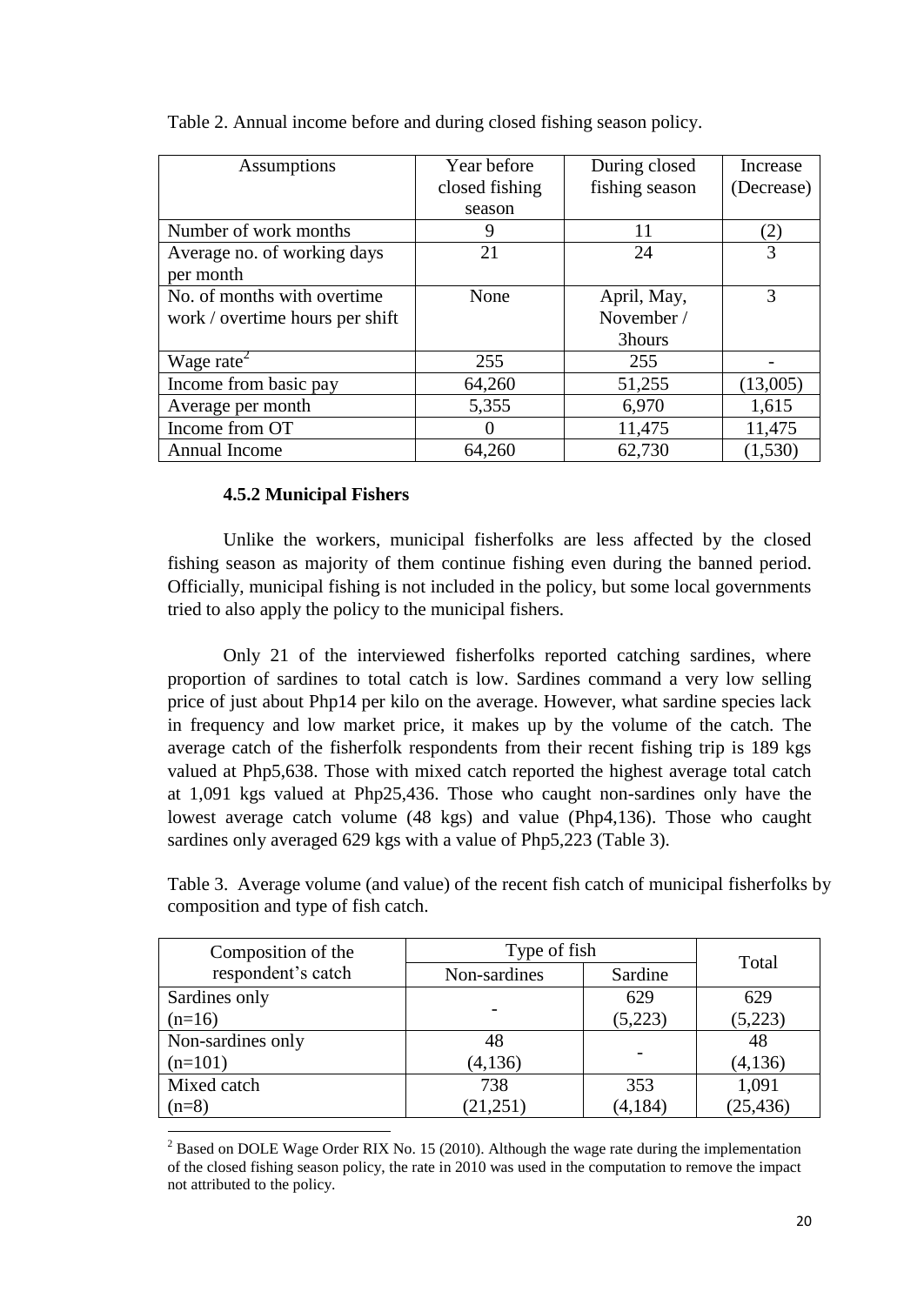Table 2. Annual income before and during closed fishing season policy.

| Assumptions | Year before closed fishing season | During closed fishing season | Increase (Decrease) |
|---|---|---|---|
| Number of work months | 9 | 11 | (2) |
| Average no. of working days per month | 21 | 24 | 3 |
| No. of months with overtime work / overtime hours per shift | None | April, May, November / 3hours | 3 |
| Wage rate[2] | 255 | 255 | - |
| Income from basic pay | 64,260 | 51,255 | (13,005) |
| Average per month | 5,355 | 6,970 | 1,615 |
| Income from OT | 0 | 11,475 | 11,475 |
| Annual Income | 64,260 | 62,730 | (1,530) |

### 4.5.2 Municipal Fishers

Unlike the workers, municipal fisherfolks are less affected by the closed fishing season as majority of them continue fishing even during the banned period. Officially, municipal fishing is not included in the policy, but some local governments tried to also apply the policy to the municipal fishers.

Only 21 of the interviewed fisherfolks reported catching sardines, where proportion of sardines to total catch is low. Sardines command a very low selling price of just about Php14 per kilo on the average. However, what sardine species lack in frequency and low market price, it makes up by the volume of the catch. The average catch of the fisherfolk respondents from their recent fishing trip is 189 kgs valued at Php5,638. Those with mixed catch reported the highest average total catch at 1,091 kgs valued at Php25,436. Those who caught non-sardines only have the lowest average catch volume (48 kgs) and value (Php4,136). Those who caught sardines only averaged 629 kgs with a value of Php5,223 (Table 3).

Table 3. Average volume (and value) of the recent fish catch of municipal fisherfolks by composition and type of fish catch.

| Composition of the respondent's catch | Type of fish | | Total |
|---|---|---|---|
| | Non-sardines | Sardine | |
| Sardines only (n=16) | - | 629 (5,223) | 629 (5,223) |
| Non-sardines only (n=101) | 48 (4,136) | - | 48 (4,136) |
| Mixed catch (n=8) | 738 (21,251) | 353 (4,184) | 1,091 (25,436) |

[2] Based on DOLE Wage Order RIX No. 15 (2010). Although the wage rate during the implementation of the closed fishing season policy, the rate in 2010 was used in the computation to remove the impact not attributed to the policy.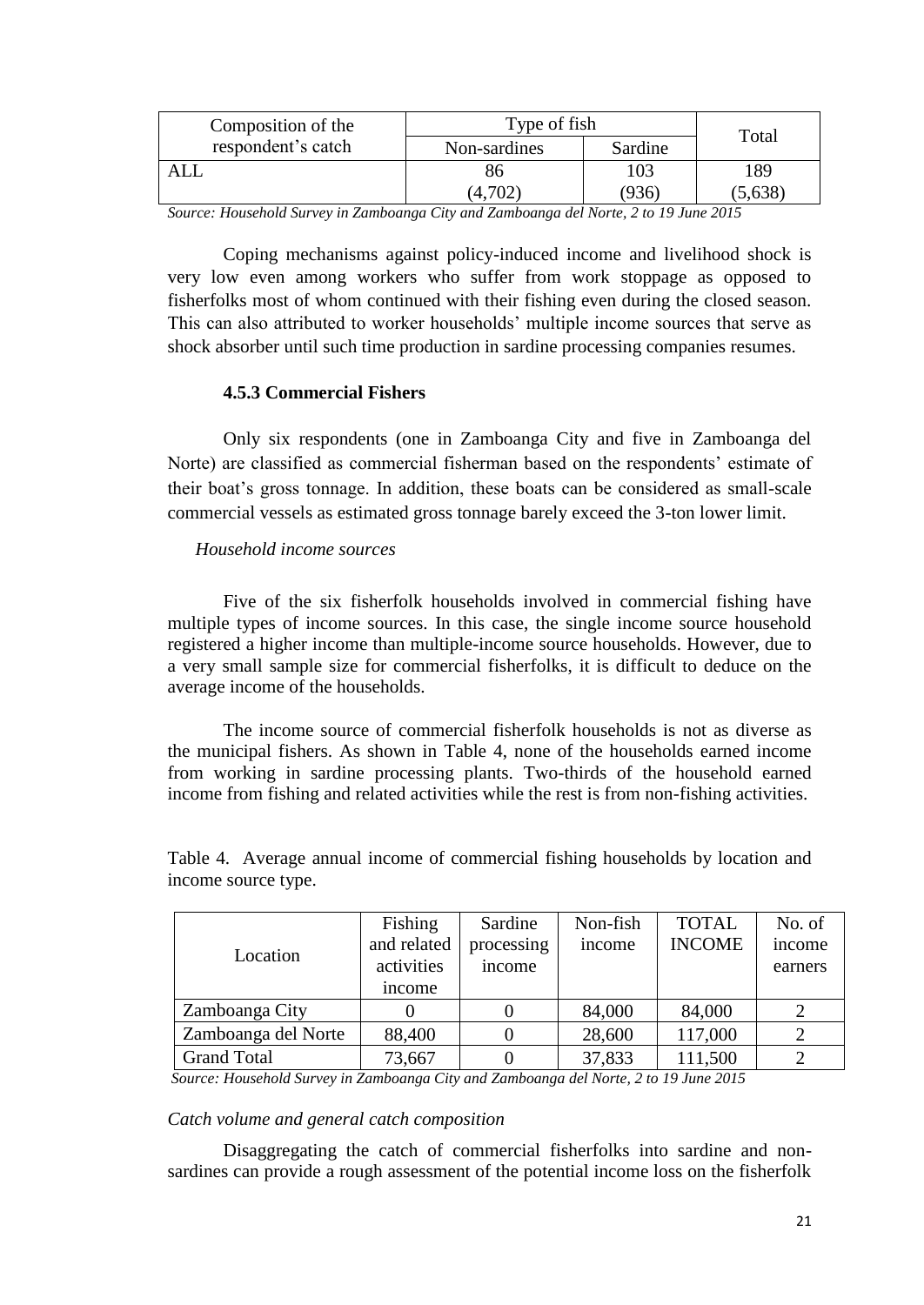| Composition of the respondent's catch | Type of fish | | Total |
|---|---|---|---|
| | Non-sardines | Sardine | |
| ALL | 86<br>(4,702) | 103<br>(936) | 189<br>(5,638) |

*Source: Household Survey in Zamboanga City and Zamboanga del Norte, 2 to 19 June 2015*

Coping mechanisms against policy-induced income and livelihood shock is very low even among workers who suffer from work stoppage as opposed to fisherfolks most of whom continued with their fishing even during the closed season. This can also attributed to worker households' multiple income sources that serve as shock absorber until such time production in sardine processing companies resumes.

### 4.5.3 Commercial Fishers

Only six respondents (one in Zamboanga City and five in Zamboanga del Norte) are classified as commercial fisherman based on the respondents' estimate of their boat's gross tonnage. In addition, these boats can be considered as small-scale commercial vessels as estimated gross tonnage barely exceed the 3-ton lower limit.

*Household income sources*

Five of the six fisherfolk households involved in commercial fishing have multiple types of income sources. In this case, the single income source household registered a higher income than multiple-income source households. However, due to a very small sample size for commercial fisherfolks, it is difficult to deduce on the average income of the households.

The income source of commercial fisherfolk households is not as diverse as the municipal fishers. As shown in Table 4, none of the households earned income from working in sardine processing plants. Two-thirds of the household earned income from fishing and related activities while the rest is from non-fishing activities.

Table 4. Average annual income of commercial fishing households by location and income source type.

| Location | Fishing and related activities income | Sardine processing income | Non-fish income | TOTAL INCOME | No. of income earners |
|---|---|---|---|---|---|
| Zamboanga City | 0 | 0 | 84,000 | 84,000 | 2 |
| Zamboanga del Norte | 88,400 | 0 | 28,600 | 117,000 | 2 |
| Grand Total | 73,667 | 0 | 37,833 | 111,500 | 2 |

*Source: Household Survey in Zamboanga City and Zamboanga del Norte, 2 to 19 June 2015*

*Catch volume and general catch composition*

Disaggregating the catch of commercial fisherfolks into sardine and non-sardines can provide a rough assessment of the potential income loss on the fisherfolk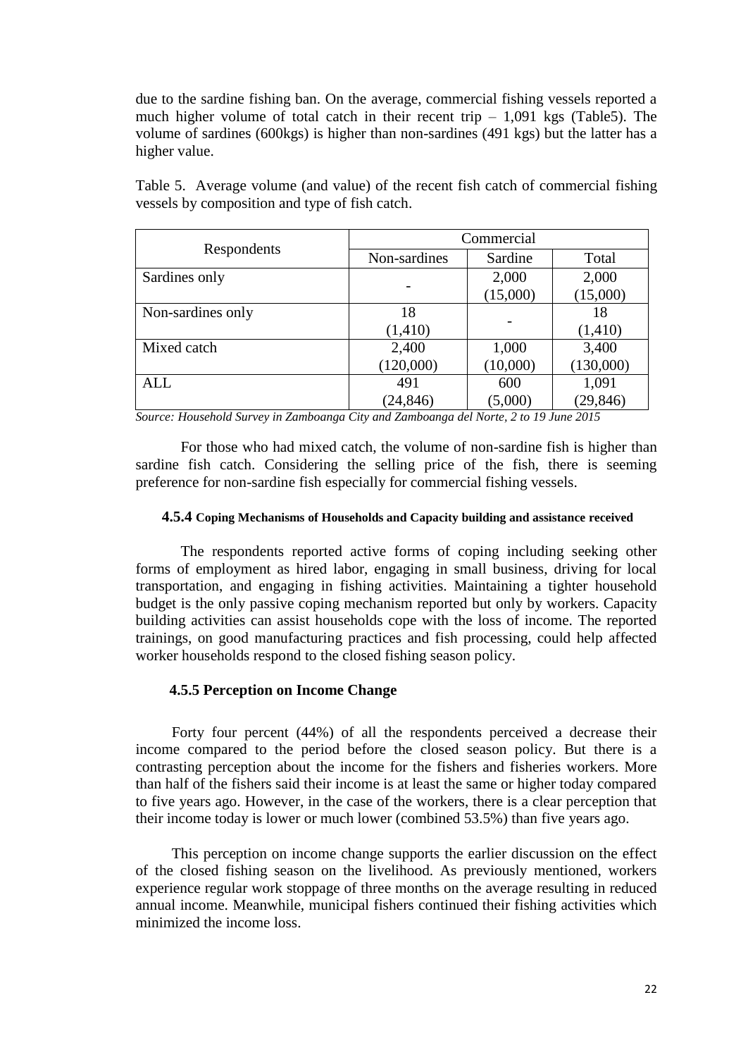due to the sardine fishing ban. On the average, commercial fishing vessels reported a much higher volume of total catch in their recent trip – 1,091 kgs (Table5). The volume of sardines (600kgs) is higher than non-sardines (491 kgs) but the latter has a higher value.

Table 5. Average volume (and value) of the recent fish catch of commercial fishing vessels by composition and type of fish catch.

| Respondents | Commercial | | |
|---|---|---|---|
| | Non-sardines | Sardine | Total |
| Sardines only | - | 2,000 (15,000) | 2,000 (15,000) |
| Non-sardines only | 18 (1,410) | - | 18 (1,410) |
| Mixed catch | 2,400 (120,000) | 1,000 (10,000) | 3,400 (130,000) |
| ALL | 491 (24,846) | 600 (5,000) | 1,091 (29,846) |

*Source: Household Survey in Zamboanga City and Zamboanga del Norte, 2 to 19 June 2015*

For those who had mixed catch, the volume of non-sardine fish is higher than sardine fish catch. Considering the selling price of the fish, there is seeming preference for non-sardine fish especially for commercial fishing vessels.

#### 4.5.4 Coping Mechanisms of Households and Capacity building and assistance received

The respondents reported active forms of coping including seeking other forms of employment as hired labor, engaging in small business, driving for local transportation, and engaging in fishing activities. Maintaining a tighter household budget is the only passive coping mechanism reported but only by workers. Capacity building activities can assist households cope with the loss of income. The reported trainings, on good manufacturing practices and fish processing, could help affected worker households respond to the closed fishing season policy.

#### 4.5.5 Perception on Income Change

Forty four percent (44%) of all the respondents perceived a decrease their income compared to the period before the closed season policy. But there is a contrasting perception about the income for the fishers and fisheries workers. More than half of the fishers said their income is at least the same or higher today compared to five years ago. However, in the case of the workers, there is a clear perception that their income today is lower or much lower (combined 53.5%) than five years ago.

This perception on income change supports the earlier discussion on the effect of the closed fishing season on the livelihood. As previously mentioned, workers experience regular work stoppage of three months on the average resulting in reduced annual income. Meanwhile, municipal fishers continued their fishing activities which minimized the income loss.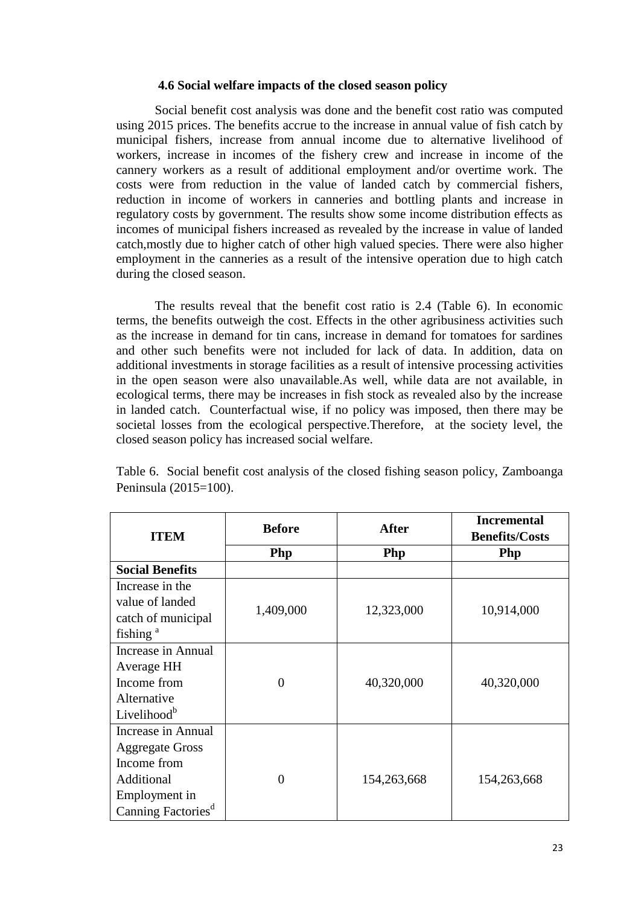### 4.6 Social welfare impacts of the closed season policy

Social benefit cost analysis was done and the benefit cost ratio was computed using 2015 prices. The benefits accrue to the increase in annual value of fish catch by municipal fishers, increase from annual income due to alternative livelihood of workers, increase in incomes of the fishery crew and increase in income of the cannery workers as a result of additional employment and/or overtime work. The costs were from reduction in the value of landed catch by commercial fishers, reduction in income of workers in canneries and bottling plants and increase in regulatory costs by government. The results show some income distribution effects as incomes of municipal fishers increased as revealed by the increase in value of landed catch,mostly due to higher catch of other high valued species. There were also higher employment in the canneries as a result of the intensive operation due to high catch during the closed season.

The results reveal that the benefit cost ratio is 2.4 (Table 6). In economic terms, the benefits outweigh the cost. Effects in the other agribusiness activities such as the increase in demand for tin cans, increase in demand for tomatoes for sardines and other such benefits were not included for lack of data. In addition, data on additional investments in storage facilities as a result of intensive processing activities in the open season were also unavailable.As well, while data are not available, in ecological terms, there may be increases in fish stock as revealed also by the increase in landed catch. Counterfactual wise, if no policy was imposed, then there may be societal losses from the ecological perspective.Therefore, at the society level, the closed season policy has increased social welfare.

Table 6. Social benefit cost analysis of the closed fishing season policy, Zamboanga Peninsula (2015=100).

| ITEM | Before | After | Incremental Benefits/Costs |
|---|---|---|---|
| | Php | Php | Php |
| **Social Benefits** | | | |
| Increase in the value of landed catch of municipal fishing [a] | 1,409,000 | 12,323,000 | 10,914,000 |
| Increase in Annual Average HH Income from Alternative Livelihood[b] | 0 | 40,320,000 | 40,320,000 |
| Increase in Annual Aggregate Gross Income from Additional Employment in Canning Factories[d] | 0 | 154,263,668 | 154,263,668 |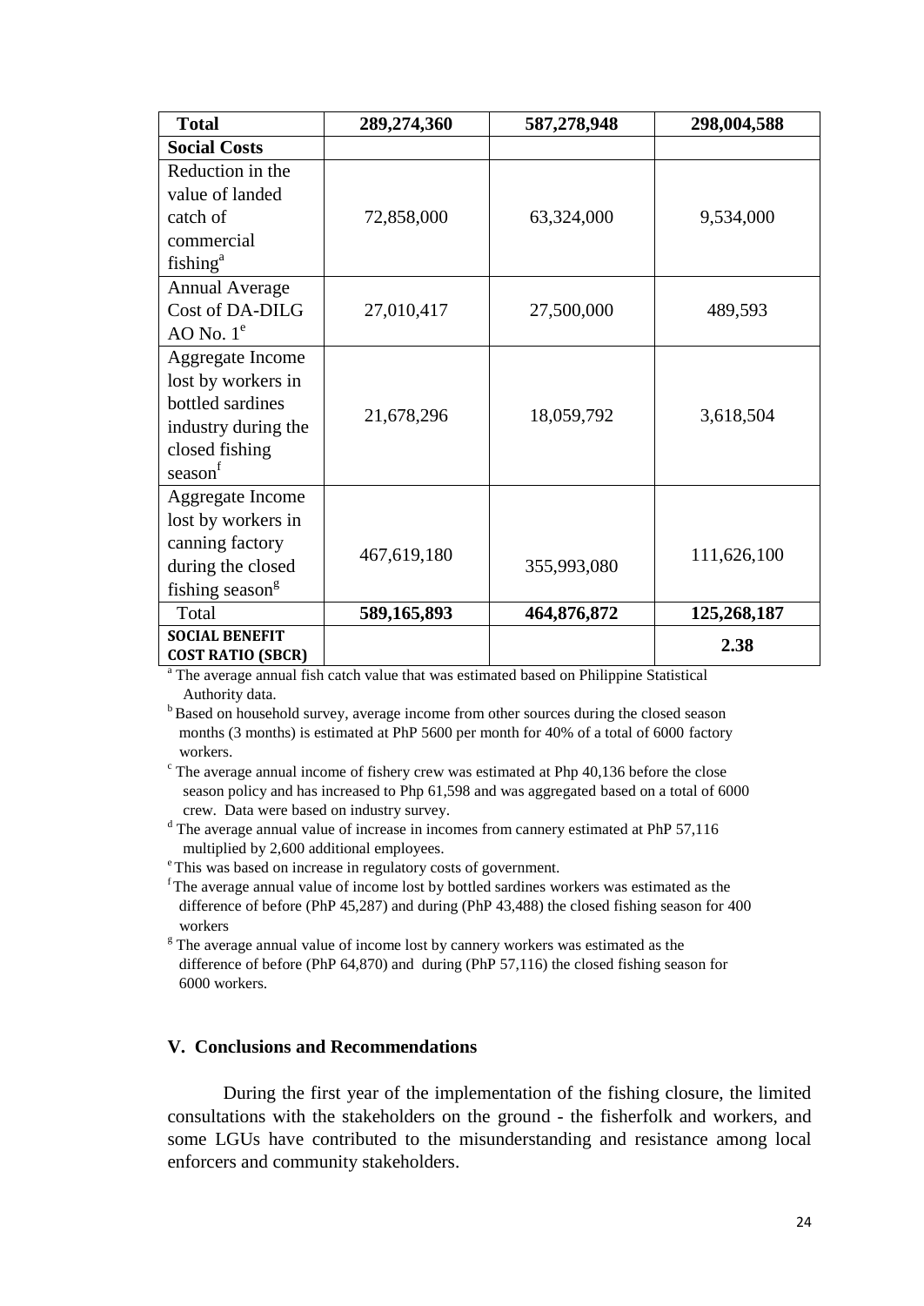| Total | 289,274,360 | 587,278,948 | 298,004,588 |
|---|---|---|---|
| **Social Costs** | | | |
| Reduction in the value of landed catch of commercial fishing[a] | 72,858,000 | 63,324,000 | 9,534,000 |
| Annual Average Cost of DA-DILG AO No. 1[e] | 27,010,417 | 27,500,000 | 489,593 |
| Aggregate Income lost by workers in bottled sardines industry during the closed fishing season[f] | 21,678,296 | 18,059,792 | 3,618,504 |
| Aggregate Income lost by workers in canning factory during the closed fishing season[g] | 467,619,180 | 355,993,080 | 111,626,100 |
| Total | **589,165,893** | **464,876,872** | **125,268,187** |
| **SOCIAL BENEFIT COST RATIO (SBCR)** | | | **2.38** |

[a] The average annual fish catch value that was estimated based on Philippine Statistical Authority data.

[b] Based on household survey, average income from other sources during the closed season months (3 months) is estimated at PhP 5600 per month for 40% of a total of 6000 factory workers.

[c] The average annual income of fishery crew was estimated at Php 40,136 before the close season policy and has increased to Php 61,598 and was aggregated based on a total of 6000 crew. Data were based on industry survey.

[d] The average annual value of increase in incomes from cannery estimated at PhP 57,116 multiplied by 2,600 additional employees.

[e] This was based on increase in regulatory costs of government.

[f] The average annual value of income lost by bottled sardines workers was estimated as the difference of before (PhP 45,287) and during (PhP 43,488) the closed fishing season for 400 workers

[g] The average annual value of income lost by cannery workers was estimated as the difference of before (PhP 64,870) and during (PhP 57,116) the closed fishing season for 6000 workers.

## V. Conclusions and Recommendations

During the first year of the implementation of the fishing closure, the limited consultations with the stakeholders on the ground - the fisherfolk and workers, and some LGUs have contributed to the misunderstanding and resistance among local enforcers and community stakeholders.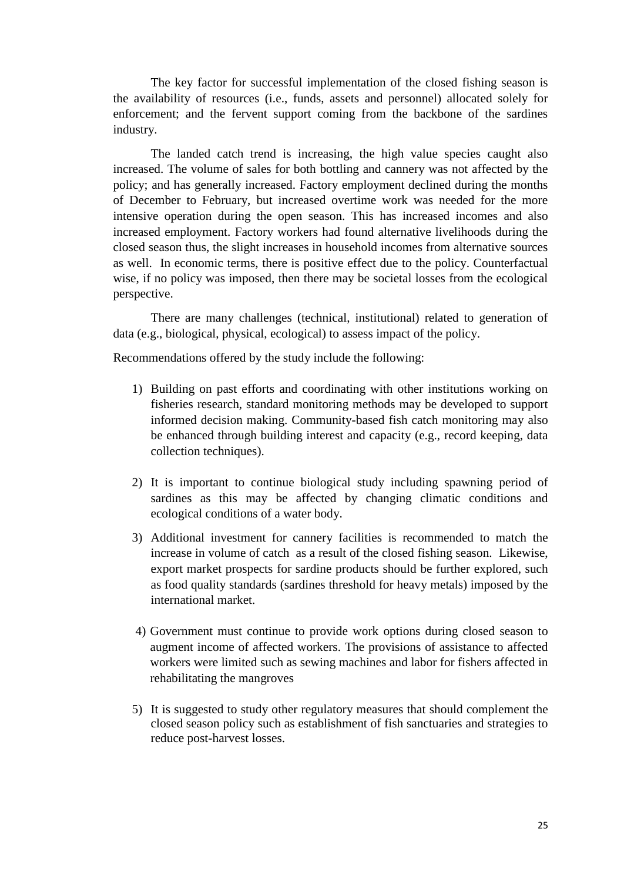The key factor for successful implementation of the closed fishing season is the availability of resources (i.e., funds, assets and personnel) allocated solely for enforcement; and the fervent support coming from the backbone of the sardines industry.

The landed catch trend is increasing, the high value species caught also increased. The volume of sales for both bottling and cannery was not affected by the policy; and has generally increased. Factory employment declined during the months of December to February, but increased overtime work was needed for the more intensive operation during the open season. This has increased incomes and also increased employment. Factory workers had found alternative livelihoods during the closed season thus, the slight increases in household incomes from alternative sources as well. In economic terms, there is positive effect due to the policy. Counterfactual wise, if no policy was imposed, then there may be societal losses from the ecological perspective.

There are many challenges (technical, institutional) related to generation of data (e.g., biological, physical, ecological) to assess impact of the policy.

Recommendations offered by the study include the following:

1) Building on past efforts and coordinating with other institutions working on fisheries research, standard monitoring methods may be developed to support informed decision making. Community-based fish catch monitoring may also be enhanced through building interest and capacity (e.g., record keeping, data collection techniques).

2) It is important to continue biological study including spawning period of sardines as this may be affected by changing climatic conditions and ecological conditions of a water body.

3) Additional investment for cannery facilities is recommended to match the increase in volume of catch as a result of the closed fishing season. Likewise, export market prospects for sardine products should be further explored, such as food quality standards (sardines threshold for heavy metals) imposed by the international market.

4) Government must continue to provide work options during closed season to augment income of affected workers. The provisions of assistance to affected workers were limited such as sewing machines and labor for fishers affected in rehabilitating the mangroves

5) It is suggested to study other regulatory measures that should complement the closed season policy such as establishment of fish sanctuaries and strategies to reduce post-harvest losses.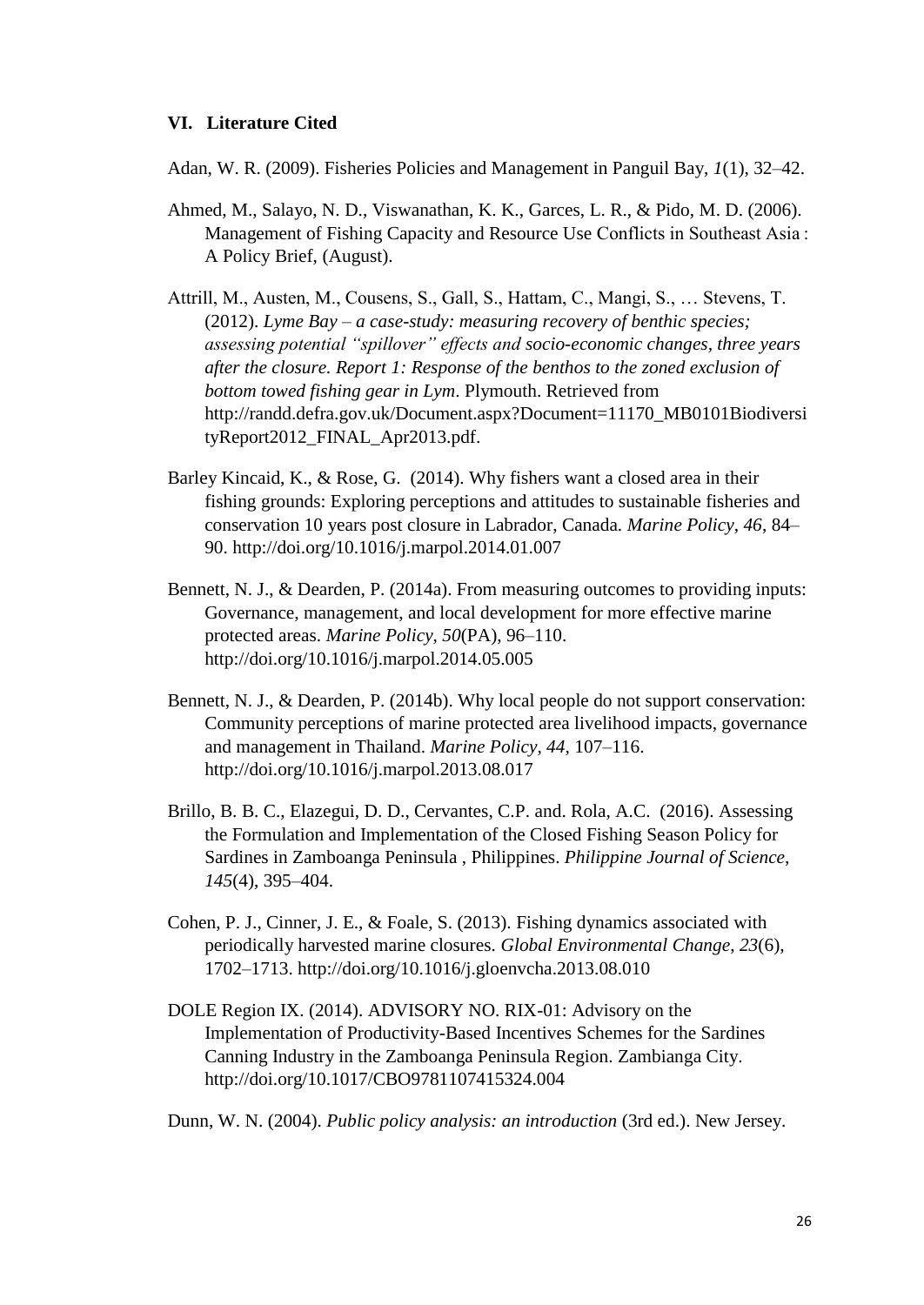### VI. Literature Cited

Adan, W. R. (2009). Fisheries Policies and Management in Panguil Bay, *1*(1), 32–42.

Ahmed, M., Salayo, N. D., Viswanathan, K. K., Garces, L. R., & Pido, M. D. (2006). Management of Fishing Capacity and Resource Use Conflicts in Southeast Asia : A Policy Brief, (August).

Attrill, M., Austen, M., Cousens, S., Gall, S., Hattam, C., Mangi, S., … Stevens, T. (2012). *Lyme Bay – a case-study: measuring recovery of benthic species; assessing potential "spillover" effects and socio-economic changes, three years after the closure. Report 1: Response of the benthos to the zoned exclusion of bottom towed fishing gear in Lym*. Plymouth. Retrieved from http://randd.defra.gov.uk/Document.aspx?Document=11170_MB0101BiodiversityReport2012_FINAL_Apr2013.pdf.

Barley Kincaid, K., & Rose, G. (2014). Why fishers want a closed area in their fishing grounds: Exploring perceptions and attitudes to sustainable fisheries and conservation 10 years post closure in Labrador, Canada. *Marine Policy*, *46*, 84–90. http://doi.org/10.1016/j.marpol.2014.01.007

Bennett, N. J., & Dearden, P. (2014a). From measuring outcomes to providing inputs: Governance, management, and local development for more effective marine protected areas. *Marine Policy*, *50*(PA), 96–110. http://doi.org/10.1016/j.marpol.2014.05.005

Bennett, N. J., & Dearden, P. (2014b). Why local people do not support conservation: Community perceptions of marine protected area livelihood impacts, governance and management in Thailand. *Marine Policy*, *44*, 107–116. http://doi.org/10.1016/j.marpol.2013.08.017

Brillo, B. B. C., Elazegui, D. D., Cervantes, C.P. and. Rola, A.C. (2016). Assessing the Formulation and Implementation of the Closed Fishing Season Policy for Sardines in Zamboanga Peninsula , Philippines. *Philippine Journal of Science*, *145*(4), 395–404.

Cohen, P. J., Cinner, J. E., & Foale, S. (2013). Fishing dynamics associated with periodically harvested marine closures. *Global Environmental Change*, *23*(6), 1702–1713. http://doi.org/10.1016/j.gloenvcha.2013.08.010

DOLE Region IX. (2014). ADVISORY NO. RIX-01: Advisory on the Implementation of Productivity-Based Incentives Schemes for the Sardines Canning Industry in the Zamboanga Peninsula Region. Zambianga City. http://doi.org/10.1017/CBO9781107415324.004

Dunn, W. N. (2004). *Public policy analysis: an introduction* (3rd ed.). New Jersey.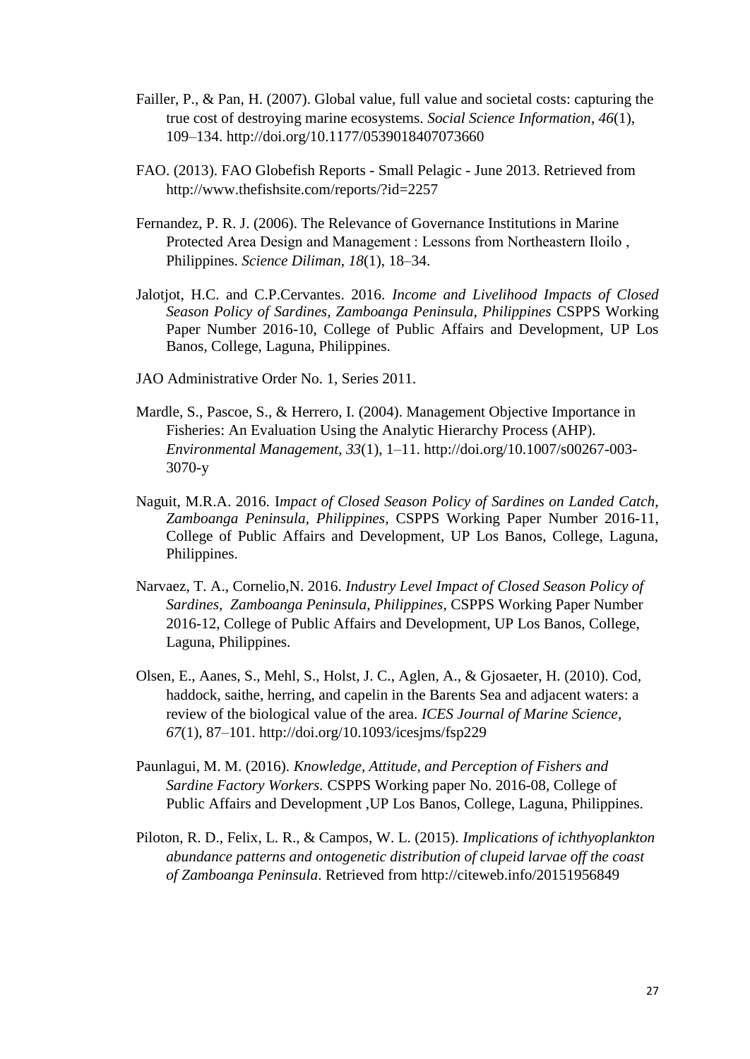Failler, P., & Pan, H. (2007). Global value, full value and societal costs: capturing the true cost of destroying marine ecosystems. *Social Science Information*, *46*(1), 109–134. http://doi.org/10.1177/0539018407073660

FAO. (2013). FAO Globefish Reports - Small Pelagic - June 2013. Retrieved from http://www.thefishsite.com/reports/?id=2257

Fernandez, P. R. J. (2006). The Relevance of Governance Institutions in Marine Protected Area Design and Management : Lessons from Northeastern Iloilo , Philippines. *Science Diliman*, *18*(1), 18–34.

Jalotjot, H.C. and C.P.Cervantes. 2016. *Income and Livelihood Impacts of Closed Season Policy of Sardines, Zamboanga Peninsula, Philippines* CSPPS Working Paper Number 2016-10, College of Public Affairs and Development, UP Los Banos, College, Laguna, Philippines.

JAO Administrative Order No. 1, Series 2011.

Mardle, S., Pascoe, S., & Herrero, I. (2004). Management Objective Importance in Fisheries: An Evaluation Using the Analytic Hierarchy Process (AHP). *Environmental Management*, *33*(1), 1–11. http://doi.org/10.1007/s00267-003-3070-y

Naguit, M.R.A. 2016. I*mpact of Closed Season Policy of Sardines on Landed Catch, Zamboanga Peninsula, Philippines*, CSPPS Working Paper Number 2016-11, College of Public Affairs and Development, UP Los Banos, College, Laguna, Philippines.

Narvaez, T. A., Cornelio,N. 2016. *Industry Level Impact of Closed Season Policy of Sardines, Zamboanga Peninsula, Philippines*, CSPPS Working Paper Number 2016-12, College of Public Affairs and Development, UP Los Banos, College, Laguna, Philippines.

Olsen, E., Aanes, S., Mehl, S., Holst, J. C., Aglen, A., & Gjosaeter, H. (2010). Cod, haddock, saithe, herring, and capelin in the Barents Sea and adjacent waters: a review of the biological value of the area. *ICES Journal of Marine Science*, *67*(1), 87–101. http://doi.org/10.1093/icesjms/fsp229

Paunlagui, M. M. (2016). *Knowledge, Attitude, and Perception of Fishers and Sardine Factory Workers.* CSPPS Working paper No. 2016-08, College of Public Affairs and Development ,UP Los Banos, College, Laguna, Philippines.

Piloton, R. D., Felix, L. R., & Campos, W. L. (2015). *Implications of ichthyoplankton abundance patterns and ontogenetic distribution of clupeid larvae off the coast of Zamboanga Peninsula*. Retrieved from http://citeweb.info/20151956849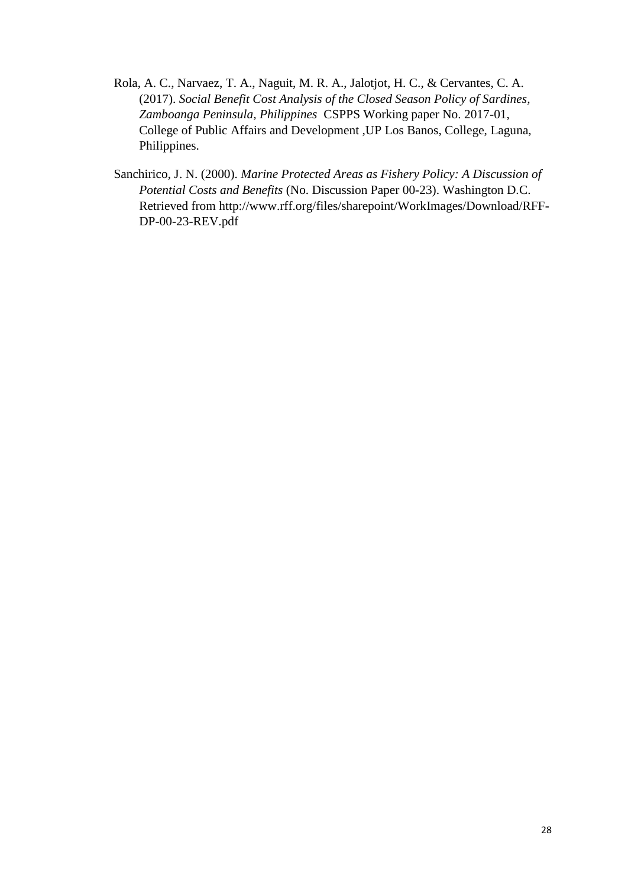Rola, A. C., Narvaez, T. A., Naguit, M. R. A., Jalotjot, H. C., & Cervantes, C. A. (2017). *Social Benefit Cost Analysis of the Closed Season Policy of Sardines, Zamboanga Peninsula, Philippines* CSPPS Working paper No. 2017-01, College of Public Affairs and Development ,UP Los Banos, College, Laguna, Philippines.

Sanchirico, J. N. (2000). *Marine Protected Areas as Fishery Policy: A Discussion of Potential Costs and Benefits* (No. Discussion Paper 00-23). Washington D.C. Retrieved from http://www.rff.org/files/sharepoint/WorkImages/Download/RFF-DP-00-23-REV.pdf